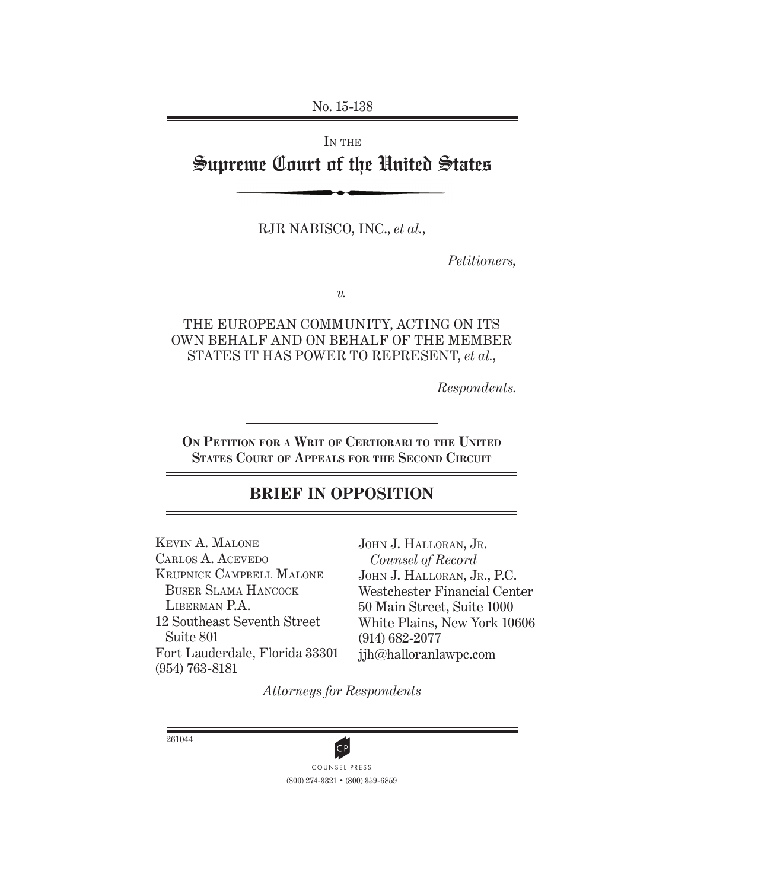No. 15-138

IN THE

# Supreme Court of the United States

RJR NABISCO, INC., *et al.*,

*Petitioners,*

*v.*

THE EUROPEAN COMMUNITY, ACTING ON ITS OWN BEHALF AND ON BEHALF OF THE MEMBER STATES IT HAS POWER TO REPRESENT, *et al.*,

*Respondents.*

**ON PETITION FOR A WRIT OF CERTIORARI TO THE UNITED STATES COURT OF APPEALS FOR THE SECOND CIRCUIT**

## BRIEF IN OPPOSITION

KEVIN A. MALONE
CARLOS A. ACEVEDO
KRUPNICK CAMPBELL MALONE BUSER SLAMA HANCOCK LIBERMAN P.A.
12 Southeast Seventh Street Suite 801
Fort Lauderdale, Florida 33301
(954) 763-8181

JOHN J. HALLORAN, JR.
*Counsel of Record*
JOHN J. HALLORAN, JR., P.C.
Westchester Financial Center
50 Main Street, Suite 1000
White Plains, New York 10606
(914) 682-2077
jjh@halloranlawpc.com

*Attorneys for Respondents*

261044

COUNSEL PRESS
(800) 274-3321 • (800) 359-6859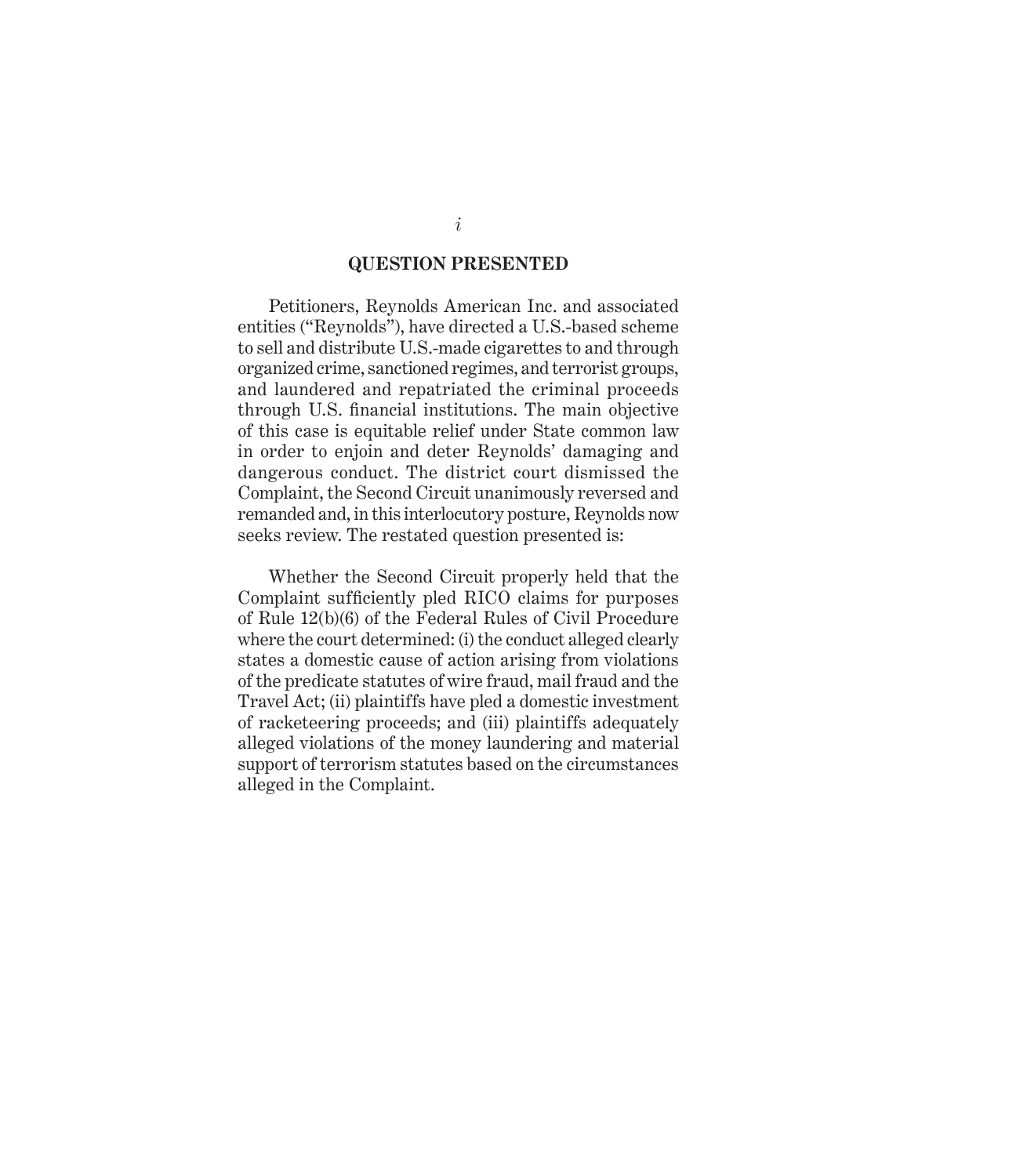## QUESTION PRESENTED

Petitioners, Reynolds American Inc. and associated entities ("Reynolds"), have directed a U.S.-based scheme to sell and distribute U.S.-made cigarettes to and through organized crime, sanctioned regimes, and terrorist groups, and laundered and repatriated the criminal proceeds through U.S. financial institutions. The main objective of this case is equitable relief under State common law in order to enjoin and deter Reynolds' damaging and dangerous conduct. The district court dismissed the Complaint, the Second Circuit unanimously reversed and remanded and, in this interlocutory posture, Reynolds now seeks review. The restated question presented is:

Whether the Second Circuit properly held that the Complaint sufficiently pled RICO claims for purposes of Rule 12(b)(6) of the Federal Rules of Civil Procedure where the court determined: (i) the conduct alleged clearly states a domestic cause of action arising from violations of the predicate statutes of wire fraud, mail fraud and the Travel Act; (ii) plaintiffs have pled a domestic investment of racketeering proceeds; and (iii) plaintiffs adequately alleged violations of the money laundering and material support of terrorism statutes based on the circumstances alleged in the Complaint.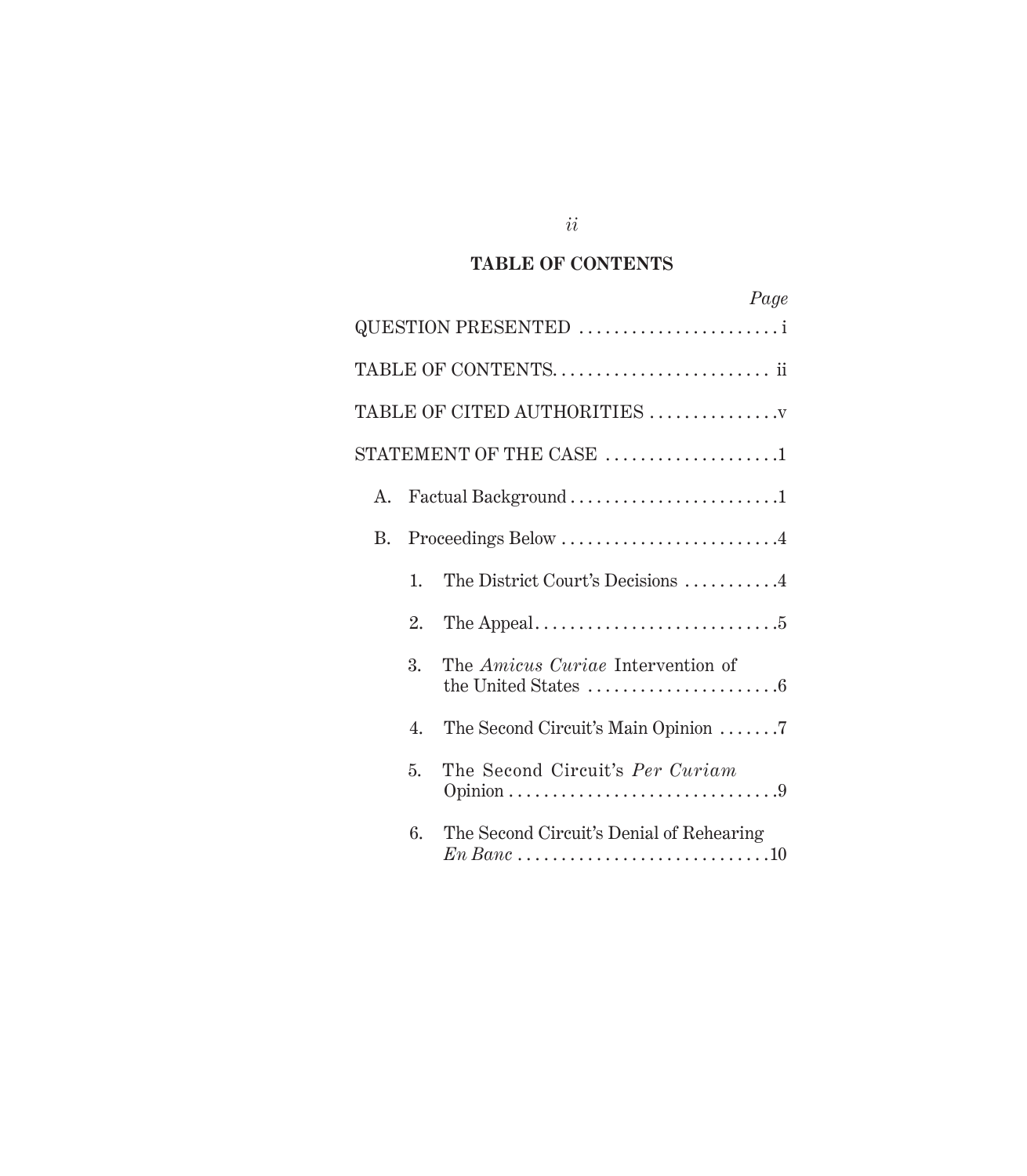# TABLE OF CONTENTS

*Page*

QUESTION PRESENTED . . . . . . . . . . . . . . . . . . . . . . . i

TABLE OF CONTENTS. . . . . . . . . . . . . . . . . . . . . . . . . ii

TABLE OF CITED AUTHORITIES . . . . . . . . . . . . . . .v

STATEMENT OF THE CASE . . . . . . . . . . . . . . . . . . . .1

- A. Factual Background . . . . . . . . . . . . . . . . . . . . . . . . .1
- B. Proceedings Below . . . . . . . . . . . . . . . . . . . . . . . . . .4
  1. The District Court's Decisions . . . . . . . . . . .4
  2. The Appeal. . . . . . . . . . . . . . . . . . . . . . . . . . . .5
  3. The *Amicus Curiae* Intervention of the United States . . . . . . . . . . . . . . . . . . . . . .6
  4. The Second Circuit's Main Opinion . . . . . . .7
  5. The Second Circuit's *Per Curiam* Opinion . . . . . . . . . . . . . . . . . . . . . . . . . . . . . . .9
  6. The Second Circuit's Denial of Rehearing *En Banc* . . . . . . . . . . . . . . . . . . . . . . . . . . . . .10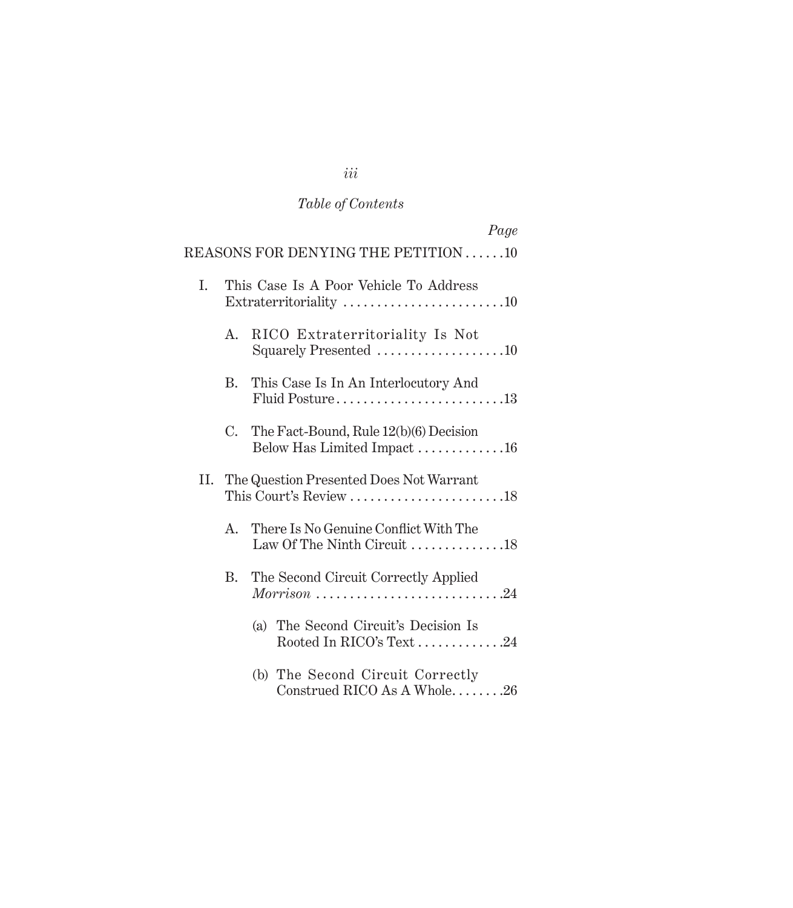*Table of Contents*

| | *Page* |
|---|---|
| REASONS FOR DENYING THE PETITION | 10 |
| I. This Case Is A Poor Vehicle To Address Extraterritoriality | 10 |
| A. RICO Extraterritoriality Is Not Squarely Presented | 10 |
| B. This Case Is In An Interlocutory And Fluid Posture | 13 |
| C. The Fact-Bound, Rule 12(b)(6) Decision Below Has Limited Impact | 16 |
| II. The Question Presented Does Not Warrant This Court's Review | 18 |
| A. There Is No Genuine Conflict With The Law Of The Ninth Circuit | 18 |
| B. The Second Circuit Correctly Applied *Morrison* | 24 |
| (a) The Second Circuit's Decision Is Rooted In RICO's Text | 24 |
| (b) The Second Circuit Correctly Construed RICO As A Whole | 26 |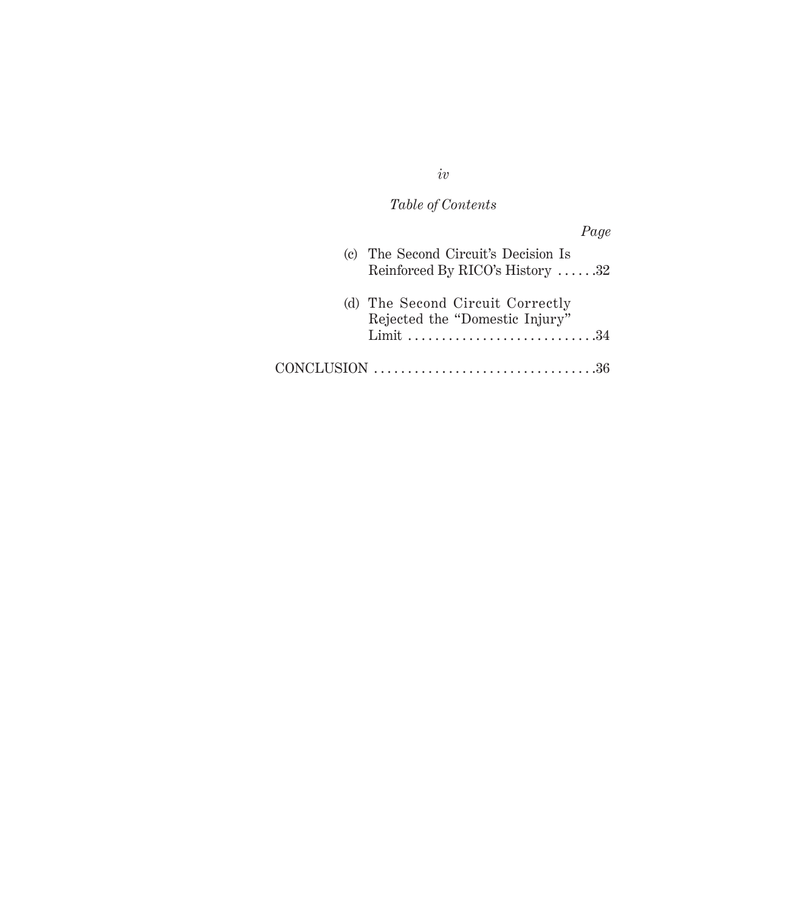*Table of Contents*

*Page*

(c) The Second Circuit's Decision Is Reinforced By RICO's History . . . . . .32

(d) The Second Circuit Correctly Rejected the "Domestic Injury" Limit . . . . . . . . . . . . . . . . . . . . . . . . . . . .34

CONCLUSION . . . . . . . . . . . . . . . . . . . . . . . . . . . . . . . . .36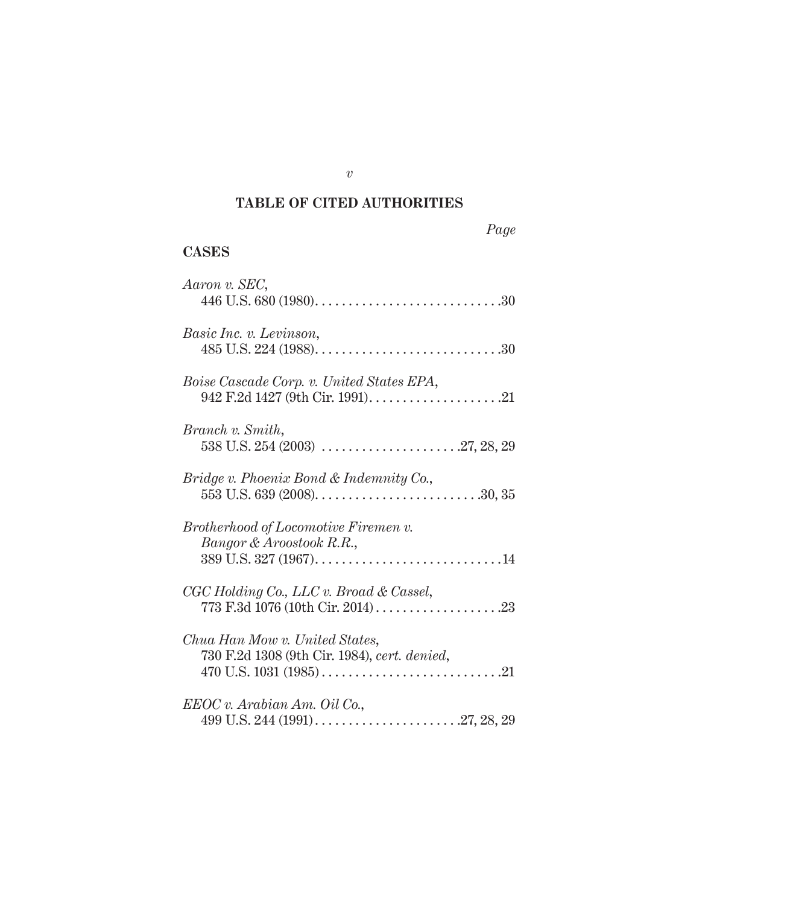## TABLE OF CITED AUTHORITIES

*Page*

### CASES

*Aaron v. SEC*,
446 U.S. 680 (1980) . . . . . . . . . . . . . . . . . . . . . . . . . . . .30

*Basic Inc. v. Levinson*,
485 U.S. 224 (1988) . . . . . . . . . . . . . . . . . . . . . . . . . . . .30

*Boise Cascade Corp. v. United States EPA*,
942 F.2d 1427 (9th Cir. 1991) . . . . . . . . . . . . . . . . . . . .21

*Branch v. Smith*,
538 U.S. 254 (2003) . . . . . . . . . . . . . . . . . . . . .27, 28, 29

*Bridge v. Phoenix Bond & Indemnity Co.*,
553 U.S. 639 (2008) . . . . . . . . . . . . . . . . . . . . . . . . .30, 35

*Brotherhood of Locomotive Firemen v. Bangor & Aroostook R.R.*,
389 U.S. 327 (1967) . . . . . . . . . . . . . . . . . . . . . . . . . . . .14

*CGC Holding Co., LLC v. Broad & Cassel*,
773 F.3d 1076 (10th Cir. 2014) . . . . . . . . . . . . . . . . . . .23

*Chua Han Mow v. United States*,
730 F.2d 1308 (9th Cir. 1984), *cert. denied*,
470 U.S. 1031 (1985) . . . . . . . . . . . . . . . . . . . . . . . . . . .21

*EEOC v. Arabian Am. Oil Co.*,
499 U.S. 244 (1991) . . . . . . . . . . . . . . . . . . . . . .27, 28, 29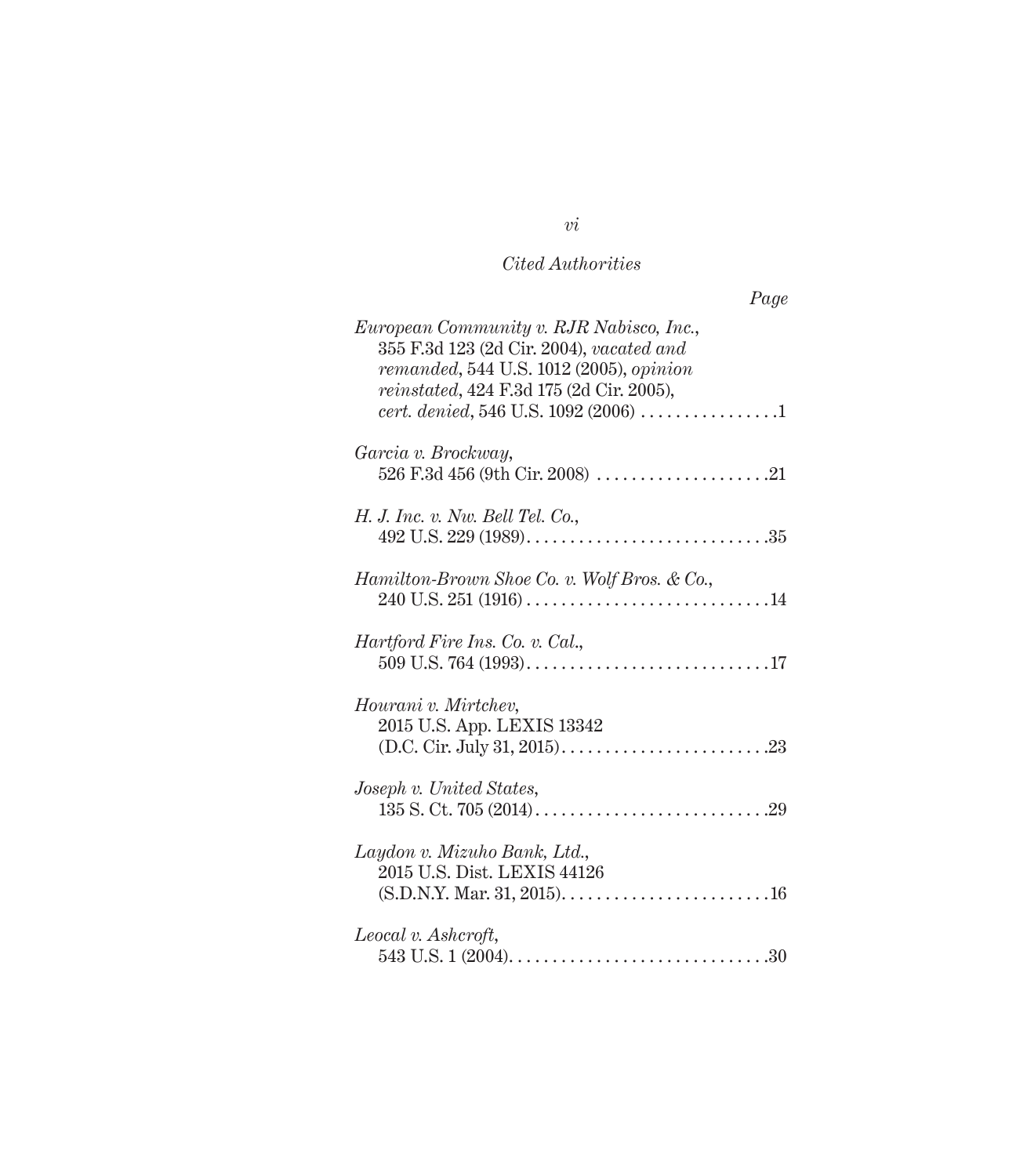*Cited Authorities*

*Page*

*European Community v. RJR Nabisco, Inc.*, 355 F.3d 123 (2d Cir. 2004), *vacated and remanded*, 544 U.S. 1012 (2005), *opinion reinstated*, 424 F.3d 175 (2d Cir. 2005), *cert. denied*, 546 U.S. 1092 (2006) . . . . . . . . . . . . . . . .1

*Garcia v. Brockway*, 526 F.3d 456 (9th Cir. 2008) . . . . . . . . . . . . . . . . . . . .21

*H. J. Inc. v. Nw. Bell Tel. Co.*, 492 U.S. 229 (1989). . . . . . . . . . . . . . . . . . . . . . . . . . . .35

*Hamilton-Brown Shoe Co. v. Wolf Bros. & Co.*, 240 U.S. 251 (1916) . . . . . . . . . . . . . . . . . . . . . . . . . . . .14

*Hartford Fire Ins. Co. v. Cal.*, 509 U.S. 764 (1993). . . . . . . . . . . . . . . . . . . . . . . . . . . .17

*Hourani v. Mirtchev*, 2015 U.S. App. LEXIS 13342 (D.C. Cir. July 31, 2015). . . . . . . . . . . . . . . . . . . . . . . .23

*Joseph v. United States*, 135 S. Ct. 705 (2014) . . . . . . . . . . . . . . . . . . . . . . . . . . .29

*Laydon v. Mizuho Bank, Ltd.*, 2015 U.S. Dist. LEXIS 44126 (S.D.N.Y. Mar. 31, 2015). . . . . . . . . . . . . . . . . . . . . . . .16

*Leocal v. Ashcroft*, 543 U.S. 1 (2004). . . . . . . . . . . . . . . . . . . . . . . . . . . . . .30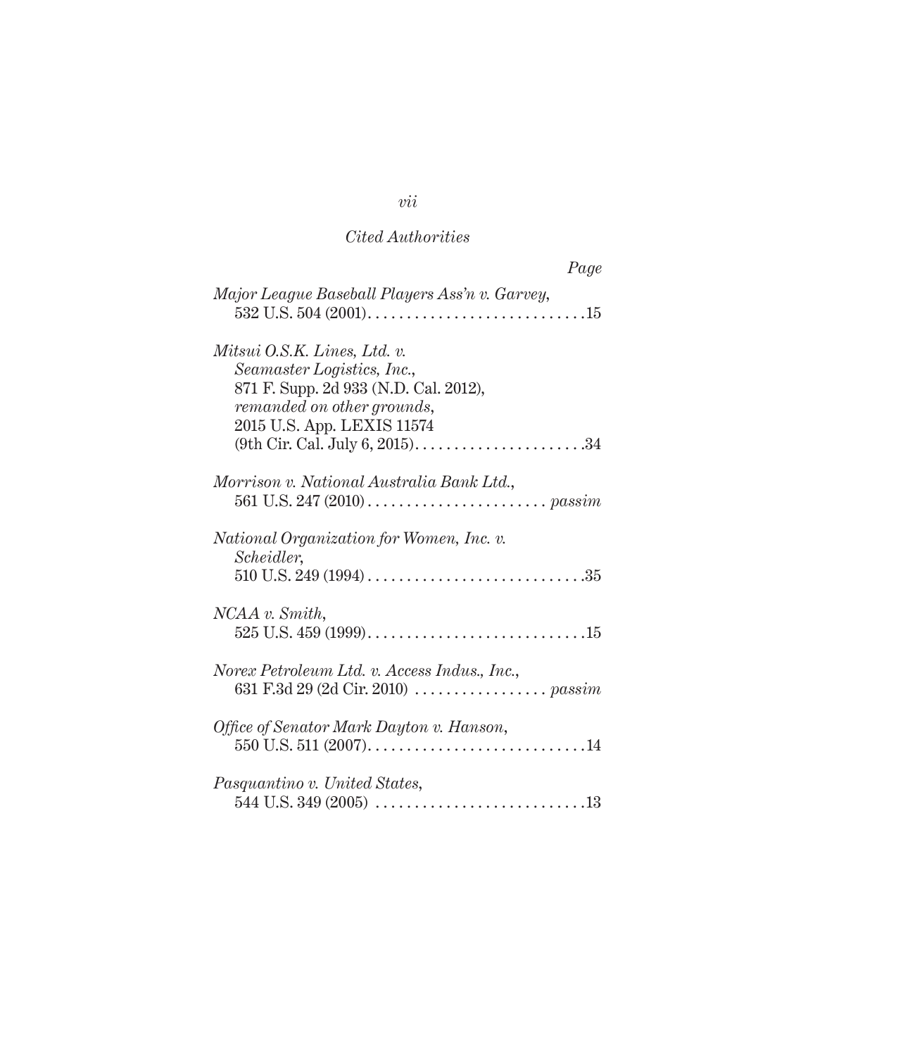*Cited Authorities*

*Page*

*Major League Baseball Players Ass'n v. Garvey*,
532 U.S. 504 (2001). . . . . . . . . . . . . . . . . . . . . . . . . . . .15

*Mitsui O.S.K. Lines, Ltd. v. Seamaster Logistics, Inc.*,
871 F. Supp. 2d 933 (N.D. Cal. 2012),
*remanded on other grounds*,
2015 U.S. App. LEXIS 11574
(9th Cir. Cal. July 6, 2015). . . . . . . . . . . . . . . . . . . . . .34

*Morrison v. National Australia Bank Ltd.*,
561 U.S. 247 (2010) . . . . . . . . . . . . . . . . . . . . . . . *passim*

*National Organization for Women, Inc. v. Scheidler*,
510 U.S. 249 (1994) . . . . . . . . . . . . . . . . . . . . . . . . . . . .35

*NCAA v. Smith*,
525 U.S. 459 (1999). . . . . . . . . . . . . . . . . . . . . . . . . . . .15

*Norex Petroleum Ltd. v. Access Indus., Inc.*,
631 F.3d 29 (2d Cir. 2010) . . . . . . . . . . . . . . . . . *passim*

*Office of Senator Mark Dayton v. Hanson*,
550 U.S. 511 (2007). . . . . . . . . . . . . . . . . . . . . . . . . . . .14

*Pasquantino v. United States*,
544 U.S. 349 (2005) . . . . . . . . . . . . . . . . . . . . . . . . . . .13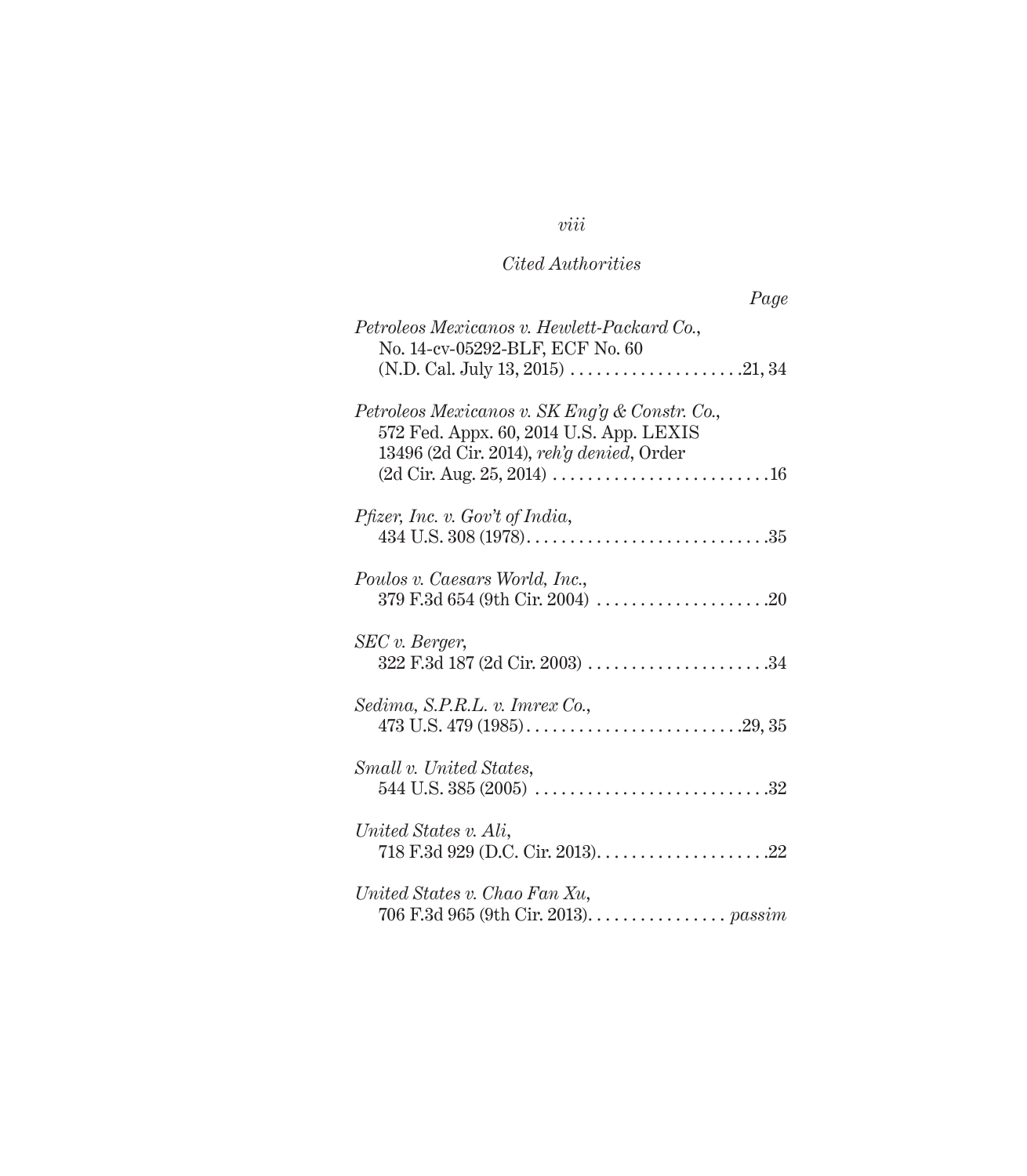*Cited Authorities*

*Page*

*Petroleos Mexicanos v. Hewlett-Packard Co.*,
No. 14-cv-05292-BLF, ECF No. 60
(N.D. Cal. July 13, 2015) . . . . . . . . . . . . . . . . . . . .21, 34

*Petroleos Mexicanos v. SK Eng'g & Constr. Co.*,
572 Fed. Appx. 60, 2014 U.S. App. LEXIS
13496 (2d Cir. 2014), *reh'g denied*, Order
(2d Cir. Aug. 25, 2014) . . . . . . . . . . . . . . . . . . . . . . . . .16

*Pfizer, Inc. v. Gov't of India*,
434 U.S. 308 (1978). . . . . . . . . . . . . . . . . . . . . . . . . . . .35

*Poulos v. Caesars World, Inc.*,
379 F.3d 654 (9th Cir. 2004) . . . . . . . . . . . . . . . . . . . .20

*SEC v. Berger*,
322 F.3d 187 (2d Cir. 2003) . . . . . . . . . . . . . . . . . . . . .34

*Sedima, S.P.R.L. v. Imrex Co.*,
473 U.S. 479 (1985). . . . . . . . . . . . . . . . . . . . . . . . .29, 35

*Small v. United States*,
544 U.S. 385 (2005) . . . . . . . . . . . . . . . . . . . . . . . . . . .32

*United States v. Ali*,
718 F.3d 929 (D.C. Cir. 2013). . . . . . . . . . . . . . . . . . . .22

*United States v. Chao Fan Xu*,
706 F.3d 965 (9th Cir. 2013). . . . . . . . . . . . . . . . *passim*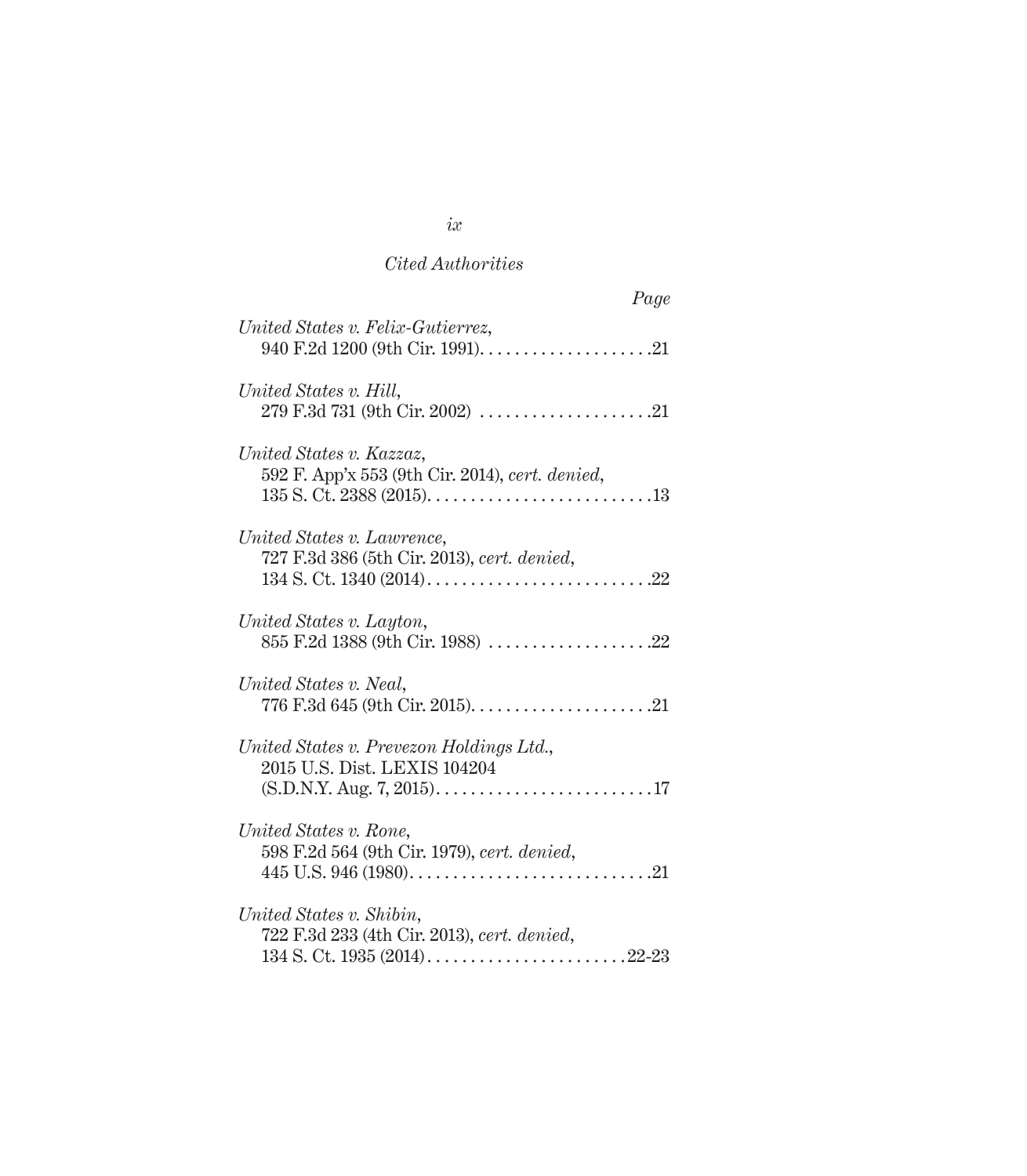*Cited Authorities*

*Page*

*United States v. Felix-Gutierrez*,
940 F.2d 1200 (9th Cir. 1991). . . . . . . . . . . . . . . . . . . .21

*United States v. Hill*,
279 F.3d 731 (9th Cir. 2002) . . . . . . . . . . . . . . . . . . . .21

*United States v. Kazzaz*,
592 F. App'x 553 (9th Cir. 2014), *cert. denied*,
135 S. Ct. 2388 (2015). . . . . . . . . . . . . . . . . . . . . . . . . .13

*United States v. Lawrence*,
727 F.3d 386 (5th Cir. 2013), *cert. denied*,
134 S. Ct. 1340 (2014) . . . . . . . . . . . . . . . . . . . . . . . . . .22

*United States v. Layton*,
855 F.2d 1388 (9th Cir. 1988) . . . . . . . . . . . . . . . . . . .22

*United States v. Neal*,
776 F.3d 645 (9th Cir. 2015). . . . . . . . . . . . . . . . . . . . .21

*United States v. Prevezon Holdings Ltd.*,
2015 U.S. Dist. LEXIS 104204
(S.D.N.Y. Aug. 7, 2015). . . . . . . . . . . . . . . . . . . . . . . . .17

*United States v. Rone*,
598 F.2d 564 (9th Cir. 1979), *cert. denied*,
445 U.S. 946 (1980). . . . . . . . . . . . . . . . . . . . . . . . . . . .21

*United States v. Shibin*,
722 F.3d 233 (4th Cir. 2013), *cert. denied*,
134 S. Ct. 1935 (2014) . . . . . . . . . . . . . . . . . . . . . . .22-23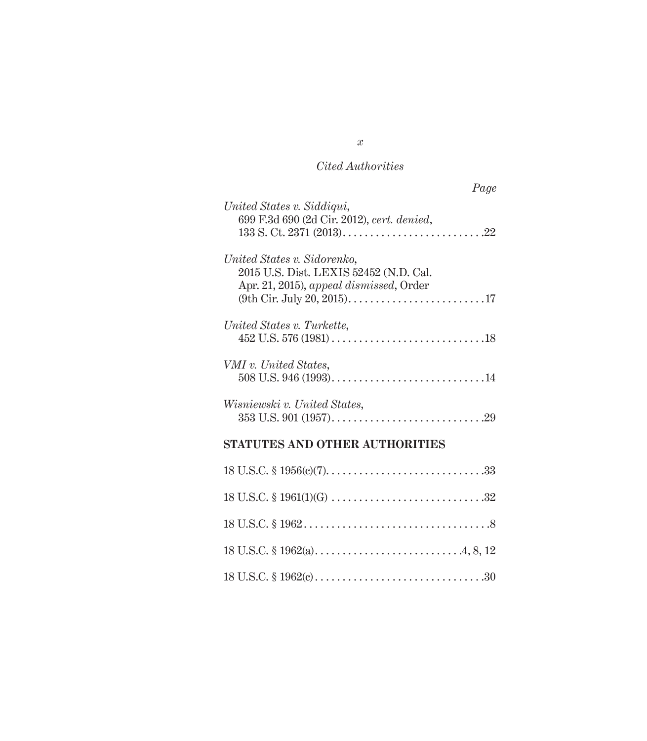*Cited Authorities*

*Page*

*United States v. Siddiqui*,
699 F.3d 690 (2d Cir. 2012), *cert. denied*,
133 S. Ct. 2371 (2013) . . . . . . . . . . . . . . . . . . . . . . . . . .22

*United States v. Sidorenko*,
2015 U.S. Dist. LEXIS 52452 (N.D. Cal.
Apr. 21, 2015), *appeal dismissed*, Order
(9th Cir. July 20, 2015) . . . . . . . . . . . . . . . . . . . . . . . . .17

*United States v. Turkette*,
452 U.S. 576 (1981) . . . . . . . . . . . . . . . . . . . . . . . . . . . .18

*VMI v. United States*,
508 U.S. 946 (1993) . . . . . . . . . . . . . . . . . . . . . . . . . . . .14

*Wisniewski v. United States*,
353 U.S. 901 (1957) . . . . . . . . . . . . . . . . . . . . . . . . . . . .29

**STATUTES AND OTHER AUTHORITIES**

18 U.S.C. § 1956(c)(7) . . . . . . . . . . . . . . . . . . . . . . . . . . . .33

18 U.S.C. § 1961(1)(G) . . . . . . . . . . . . . . . . . . . . . . . . . . .32

18 U.S.C. § 1962 . . . . . . . . . . . . . . . . . . . . . . . . . . . . . . . . .8

18 U.S.C. § 1962(a) . . . . . . . . . . . . . . . . . . . . . . . . . .4, 8, 12

18 U.S.C. § 1962(c) . . . . . . . . . . . . . . . . . . . . . . . . . . . . . .30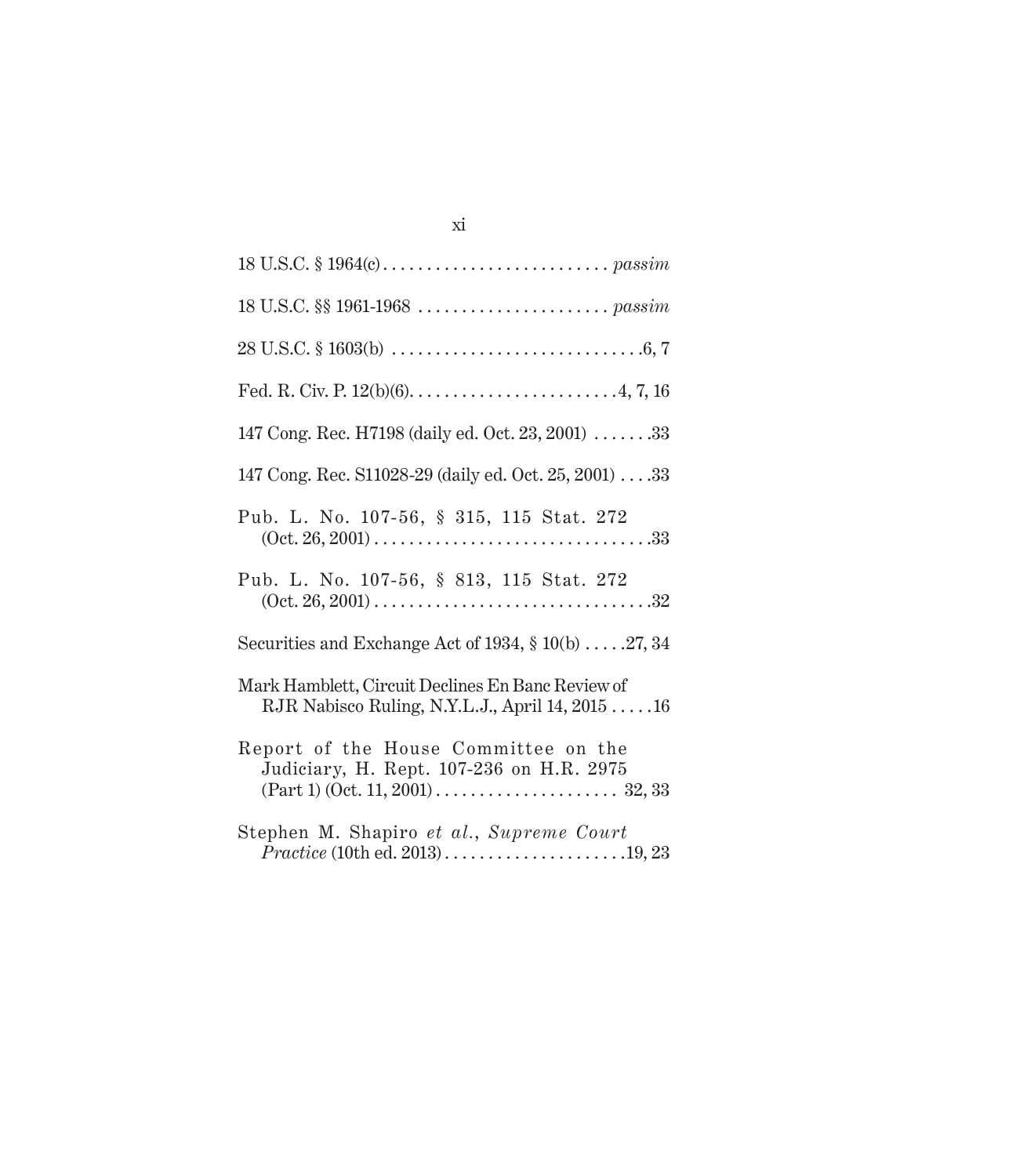18 U.S.C. § 1964(c) . . . . . . . . . . . . . . . . . . . . . . . . . . *passim*

18 U.S.C. §§ 1961-1968 . . . . . . . . . . . . . . . . . . . . . . *passim*

28 U.S.C. § 1603(b) . . . . . . . . . . . . . . . . . . . . . . . . . . . . .6, 7

Fed. R. Civ. P. 12(b)(6). . . . . . . . . . . . . . . . . . . . . . . . .4, 7, 16

147 Cong. Rec. H7198 (daily ed. Oct. 23, 2001) . . . . . . .33

147 Cong. Rec. S11028-29 (daily ed. Oct. 25, 2001) . . . .33

Pub. L. No. 107-56, § 315, 115 Stat. 272 (Oct. 26, 2001) . . . . . . . . . . . . . . . . . . . . . . . . . . . . . . . .33

Pub. L. No. 107-56, § 813, 115 Stat. 272 (Oct. 26, 2001) . . . . . . . . . . . . . . . . . . . . . . . . . . . . . . . .32

Securities and Exchange Act of 1934, § 10(b) . . . . .27, 34

Mark Hamblett, Circuit Declines En Banc Review of RJR Nabisco Ruling, N.Y.L.J., April 14, 2015 . . . . .16

Report of the House Committee on the Judiciary, H. Rept. 107-236 on H.R. 2975 (Part 1) (Oct. 11, 2001) . . . . . . . . . . . . . . . . . . . . . 32, 33

Stephen M. Shapiro *et al.*, *Supreme Court Practice* (10th ed. 2013) . . . . . . . . . . . . . . . . . . . . .19, 23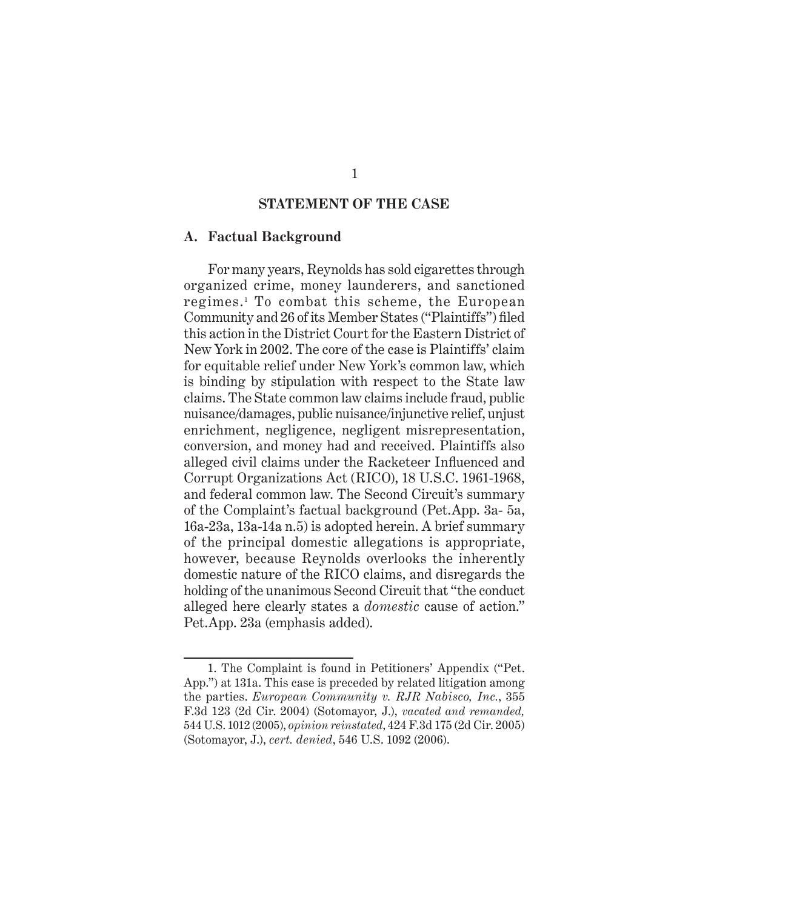## STATEMENT OF THE CASE

### A. Factual Background

For many years, Reynolds has sold cigarettes through organized crime, money launderers, and sanctioned regimes.[1] To combat this scheme, the European Community and 26 of its Member States ("Plaintiffs") filed this action in the District Court for the Eastern District of New York in 2002. The core of the case is Plaintiffs' claim for equitable relief under New York's common law, which is binding by stipulation with respect to the State law claims. The State common law claims include fraud, public nuisance/damages, public nuisance/injunctive relief, unjust enrichment, negligence, negligent misrepresentation, conversion, and money had and received. Plaintiffs also alleged civil claims under the Racketeer Influenced and Corrupt Organizations Act (RICO), 18 U.S.C. 1961-1968, and federal common law. The Second Circuit's summary of the Complaint's factual background (Pet.App. 3a- 5a, 16a-23a, 13a-14a n.5) is adopted herein. A brief summary of the principal domestic allegations is appropriate, however, because Reynolds overlooks the inherently domestic nature of the RICO claims, and disregards the holding of the unanimous Second Circuit that "the conduct alleged here clearly states a *domestic* cause of action." Pet.App. 23a (emphasis added).

---

1. The Complaint is found in Petitioners' Appendix ("Pet. App.") at 131a. This case is preceded by related litigation among the parties. *European Community v. RJR Nabisco, Inc.*, 355 F.3d 123 (2d Cir. 2004) (Sotomayor, J.), *vacated and remanded,* 544 U.S. 1012 (2005), *opinion reinstated*, 424 F.3d 175 (2d Cir. 2005) (Sotomayor, J.), *cert. denied*, 546 U.S. 1092 (2006).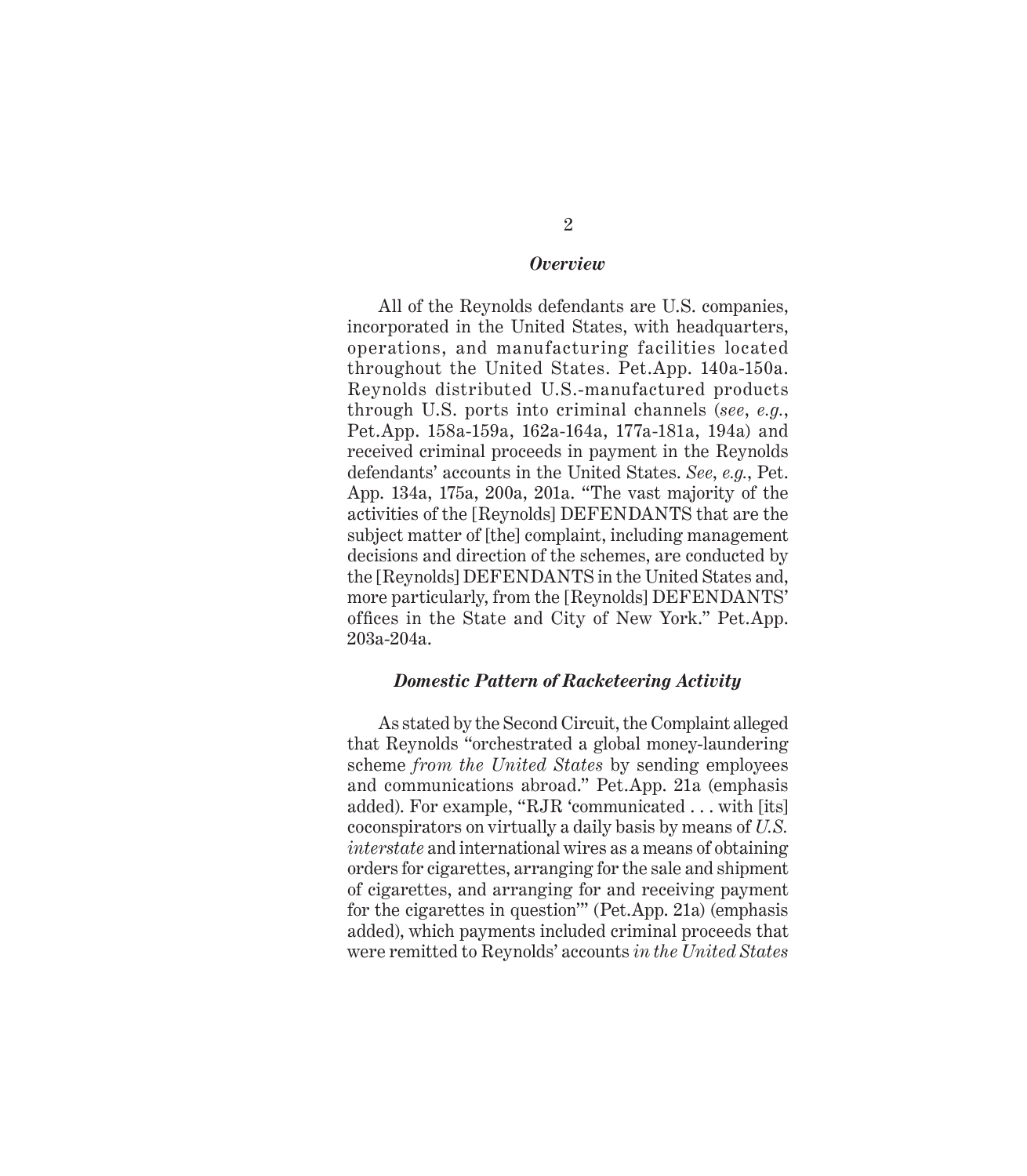### *Overview*

All of the Reynolds defendants are U.S. companies, incorporated in the United States, with headquarters, operations, and manufacturing facilities located throughout the United States. Pet.App. 140a-150a. Reynolds distributed U.S.-manufactured products through U.S. ports into criminal channels (*see*, *e.g.*, Pet.App. 158a-159a, 162a-164a, 177a-181a, 194a) and received criminal proceeds in payment in the Reynolds defendants' accounts in the United States. *See*, *e.g.*, Pet. App. 134a, 175a, 200a, 201a. "The vast majority of the activities of the [Reynolds] DEFENDANTS that are the subject matter of [the] complaint, including management decisions and direction of the schemes, are conducted by the [Reynolds] DEFENDANTS in the United States and, more particularly, from the [Reynolds] DEFENDANTS' offices in the State and City of New York." Pet.App. 203a-204a.

### *Domestic Pattern of Racketeering Activity*

As stated by the Second Circuit, the Complaint alleged that Reynolds "orchestrated a global money-laundering scheme *from the United States* by sending employees and communications abroad." Pet.App. 21a (emphasis added). For example, "RJR 'communicated . . . with [its] coconspirators on virtually a daily basis by means of *U.S. interstate* and international wires as a means of obtaining orders for cigarettes, arranging for the sale and shipment of cigarettes, and arranging for and receiving payment for the cigarettes in question'" (Pet.App. 21a) (emphasis added), which payments included criminal proceeds that were remitted to Reynolds' accounts *in the United States*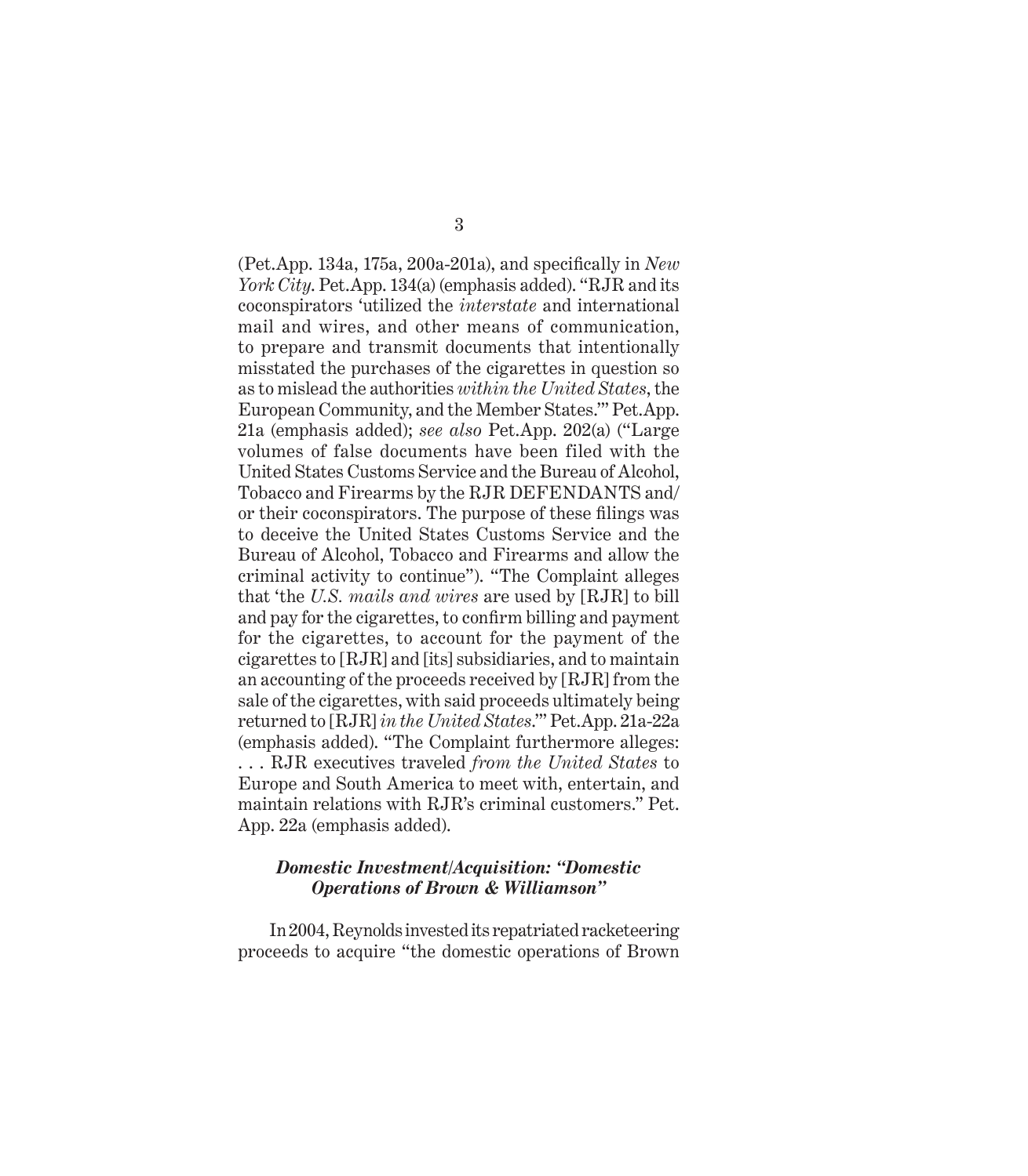(Pet.App. 134a, 175a, 200a-201a), and specifically in *New York City*. Pet.App. 134(a) (emphasis added). "RJR and its coconspirators 'utilized the *interstate* and international mail and wires, and other means of communication, to prepare and transmit documents that intentionally misstated the purchases of the cigarettes in question so as to mislead the authorities *within the United States*, the European Community, and the Member States.'" Pet.App. 21a (emphasis added); *see also* Pet.App. 202(a) ("Large volumes of false documents have been filed with the United States Customs Service and the Bureau of Alcohol, Tobacco and Firearms by the RJR DEFENDANTS and/or their coconspirators. The purpose of these filings was to deceive the United States Customs Service and the Bureau of Alcohol, Tobacco and Firearms and allow the criminal activity to continue"). "The Complaint alleges that 'the *U.S. mails and wires* are used by [RJR] to bill and pay for the cigarettes, to confirm billing and payment for the cigarettes, to account for the payment of the cigarettes to [RJR] and [its] subsidiaries, and to maintain an accounting of the proceeds received by [RJR] from the sale of the cigarettes, with said proceeds ultimately being returned to [RJR] *in the United States*.'" Pet.App. 21a-22a (emphasis added). "The Complaint furthermore alleges: . . . RJR executives traveled *from the United States* to Europe and South America to meet with, entertain, and maintain relations with RJR's criminal customers." Pet. App. 22a (emphasis added).

### *Domestic Investment/Acquisition: "Domestic Operations of Brown & Williamson"*

In 2004, Reynolds invested its repatriated racketeering proceeds to acquire "the domestic operations of Brown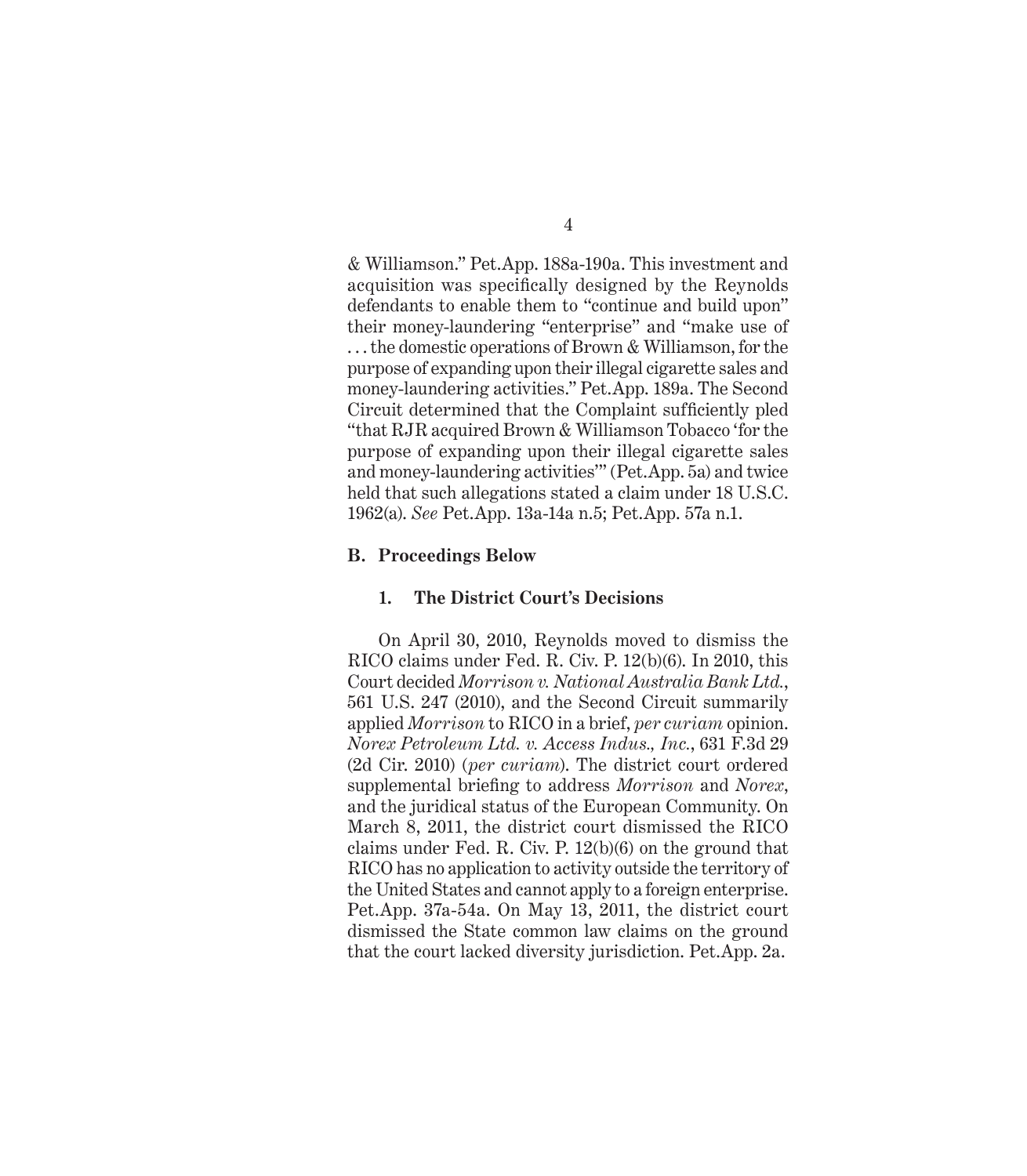& Williamson." Pet.App. 188a-190a. This investment and acquisition was specifically designed by the Reynolds defendants to enable them to "continue and build upon" their money-laundering "enterprise" and "make use of . . . the domestic operations of Brown & Williamson, for the purpose of expanding upon their illegal cigarette sales and money-laundering activities." Pet.App. 189a. The Second Circuit determined that the Complaint sufficiently pled "that RJR acquired Brown & Williamson Tobacco 'for the purpose of expanding upon their illegal cigarette sales and money-laundering activities'" (Pet.App. 5a) and twice held that such allegations stated a claim under 18 U.S.C. 1962(a). *See* Pet.App. 13a-14a n.5; Pet.App. 57a n.1.

### B. Proceedings Below

#### 1. The District Court's Decisions

On April 30, 2010, Reynolds moved to dismiss the RICO claims under Fed. R. Civ. P. 12(b)(6). In 2010, this Court decided *Morrison v. National Australia Bank Ltd.*, 561 U.S. 247 (2010), and the Second Circuit summarily applied *Morrison* to RICO in a brief, *per curiam* opinion. *Norex Petroleum Ltd. v. Access Indus., Inc.*, 631 F.3d 29 (2d Cir. 2010) (*per curiam*). The district court ordered supplemental briefing to address *Morrison* and *Norex*, and the juridical status of the European Community. On March 8, 2011, the district court dismissed the RICO claims under Fed. R. Civ. P. 12(b)(6) on the ground that RICO has no application to activity outside the territory of the United States and cannot apply to a foreign enterprise. Pet.App. 37a-54a. On May 13, 2011, the district court dismissed the State common law claims on the ground that the court lacked diversity jurisdiction. Pet.App. 2a.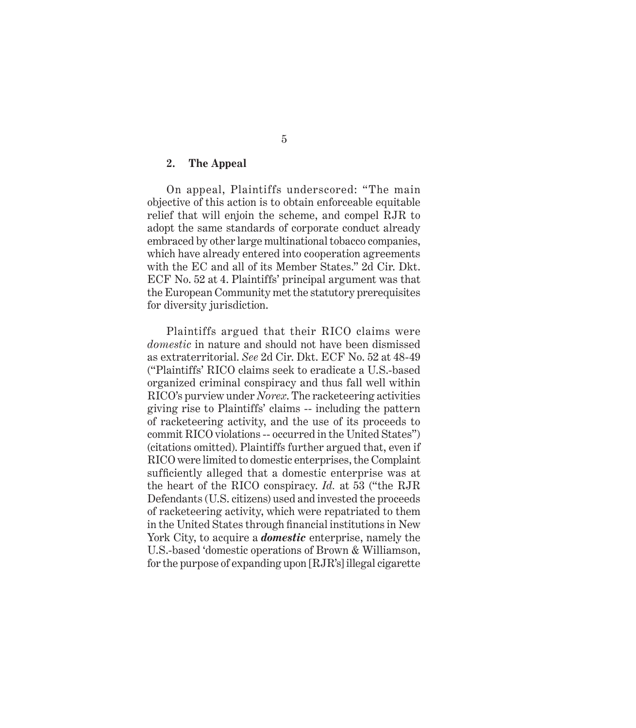### 2. The Appeal

On appeal, Plaintiffs underscored: "The main objective of this action is to obtain enforceable equitable relief that will enjoin the scheme, and compel RJR to adopt the same standards of corporate conduct already embraced by other large multinational tobacco companies, which have already entered into cooperation agreements with the EC and all of its Member States." 2d Cir. Dkt. ECF No. 52 at 4. Plaintiffs' principal argument was that the European Community met the statutory prerequisites for diversity jurisdiction.

Plaintiffs argued that their RICO claims were *domestic* in nature and should not have been dismissed as extraterritorial. *See* 2d Cir. Dkt. ECF No. 52 at 48-49 ("Plaintiffs' RICO claims seek to eradicate a U.S.-based organized criminal conspiracy and thus fall well within RICO's purview under *Norex*. The racketeering activities giving rise to Plaintiffs' claims -- including the pattern of racketeering activity, and the use of its proceeds to commit RICO violations -- occurred in the United States") (citations omitted). Plaintiffs further argued that, even if RICO were limited to domestic enterprises, the Complaint sufficiently alleged that a domestic enterprise was at the heart of the RICO conspiracy. *Id.* at 53 ("the RJR Defendants (U.S. citizens) used and invested the proceeds of racketeering activity, which were repatriated to them in the United States through financial institutions in New York City, to acquire a ***domestic*** enterprise, namely the U.S.-based 'domestic operations of Brown & Williamson, for the purpose of expanding upon [RJR's] illegal cigarette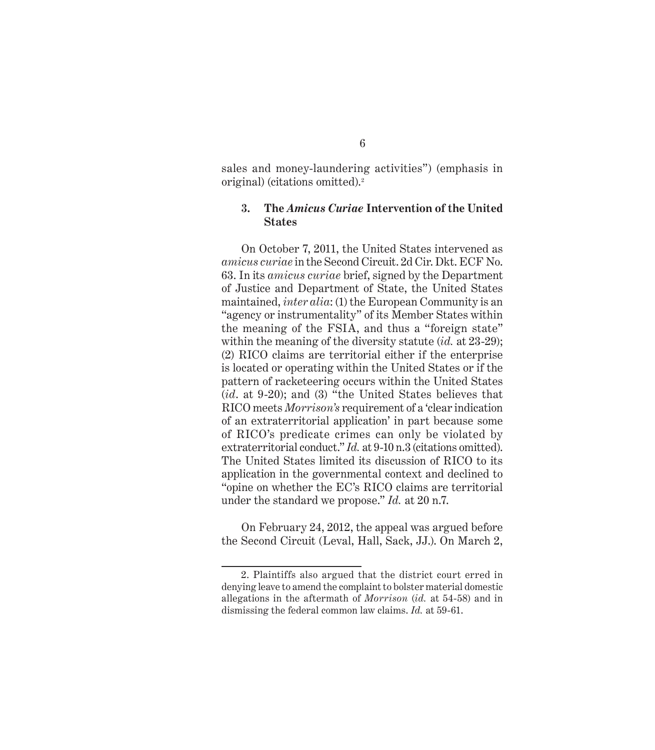sales and money-laundering activities") (emphasis in original) (citations omitted).[2]

### 3. The *Amicus Curiae* Intervention of the United States

On October 7, 2011, the United States intervened as *amicus curiae* in the Second Circuit. 2d Cir. Dkt. ECF No. 63. In its *amicus curiae* brief, signed by the Department of Justice and Department of State, the United States maintained, *inter alia*: (1) the European Community is an "agency or instrumentality" of its Member States within the meaning of the FSIA, and thus a "foreign state" within the meaning of the diversity statute (*id.* at 23-29); (2) RICO claims are territorial either if the enterprise is located or operating within the United States or if the pattern of racketeering occurs within the United States (*id*. at 9-20); and (3) "the United States believes that RICO meets *Morrison's* requirement of a 'clear indication of an extraterritorial application' in part because some of RICO's predicate crimes can only be violated by extraterritorial conduct." *Id.* at 9-10 n.3 (citations omitted). The United States limited its discussion of RICO to its application in the governmental context and declined to "opine on whether the EC's RICO claims are territorial under the standard we propose." *Id.* at 20 n.7.

On February 24, 2012, the appeal was argued before the Second Circuit (Leval, Hall, Sack, JJ.). On March 2,

---

2. Plaintiffs also argued that the district court erred in denying leave to amend the complaint to bolster material domestic allegations in the aftermath of *Morrison* (*id.* at 54-58) and in dismissing the federal common law claims. *Id.* at 59-61.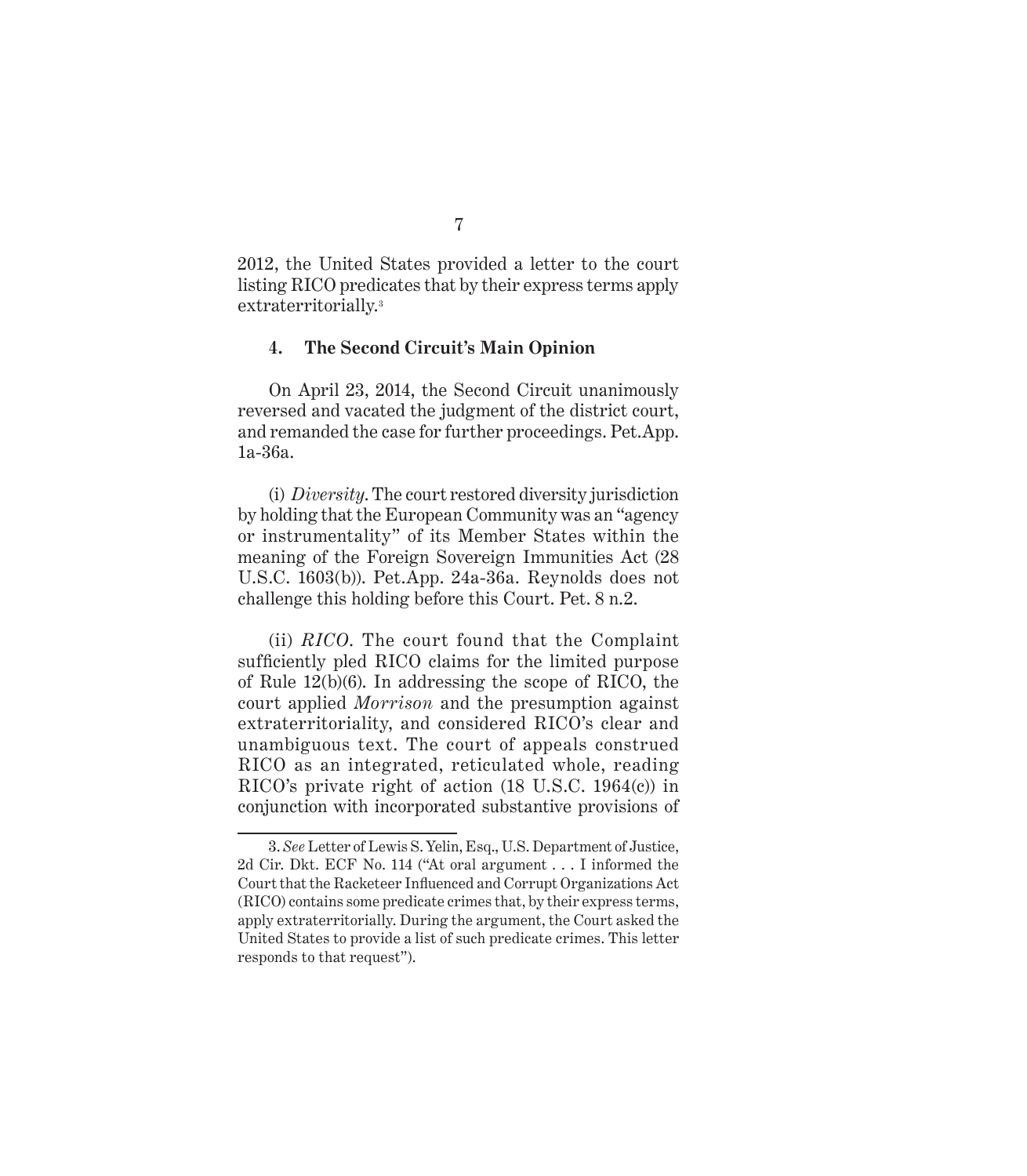2012, the United States provided a letter to the court listing RICO predicates that by their express terms apply extraterritorially.[3]

#### 4. The Second Circuit's Main Opinion

On April 23, 2014, the Second Circuit unanimously reversed and vacated the judgment of the district court, and remanded the case for further proceedings. Pet.App. 1a-36a.

(i) *Diversity*. The court restored diversity jurisdiction by holding that the European Community was an "agency or instrumentality" of its Member States within the meaning of the Foreign Sovereign Immunities Act (28 U.S.C. 1603(b)). Pet.App. 24a-36a. Reynolds does not challenge this holding before this Court. Pet. 8 n.2.

(ii) *RICO*. The court found that the Complaint sufficiently pled RICO claims for the limited purpose of Rule 12(b)(6). In addressing the scope of RICO, the court applied *Morrison* and the presumption against extraterritoriality, and considered RICO's clear and unambiguous text. The court of appeals construed RICO as an integrated, reticulated whole, reading RICO's private right of action (18 U.S.C. 1964(c)) in conjunction with incorporated substantive provisions of

---

3. *See* Letter of Lewis S. Yelin, Esq., U.S. Department of Justice, 2d Cir. Dkt. ECF No. 114 ("At oral argument . . . I informed the Court that the Racketeer Influenced and Corrupt Organizations Act (RICO) contains some predicate crimes that, by their express terms, apply extraterritorially. During the argument, the Court asked the United States to provide a list of such predicate crimes. This letter responds to that request").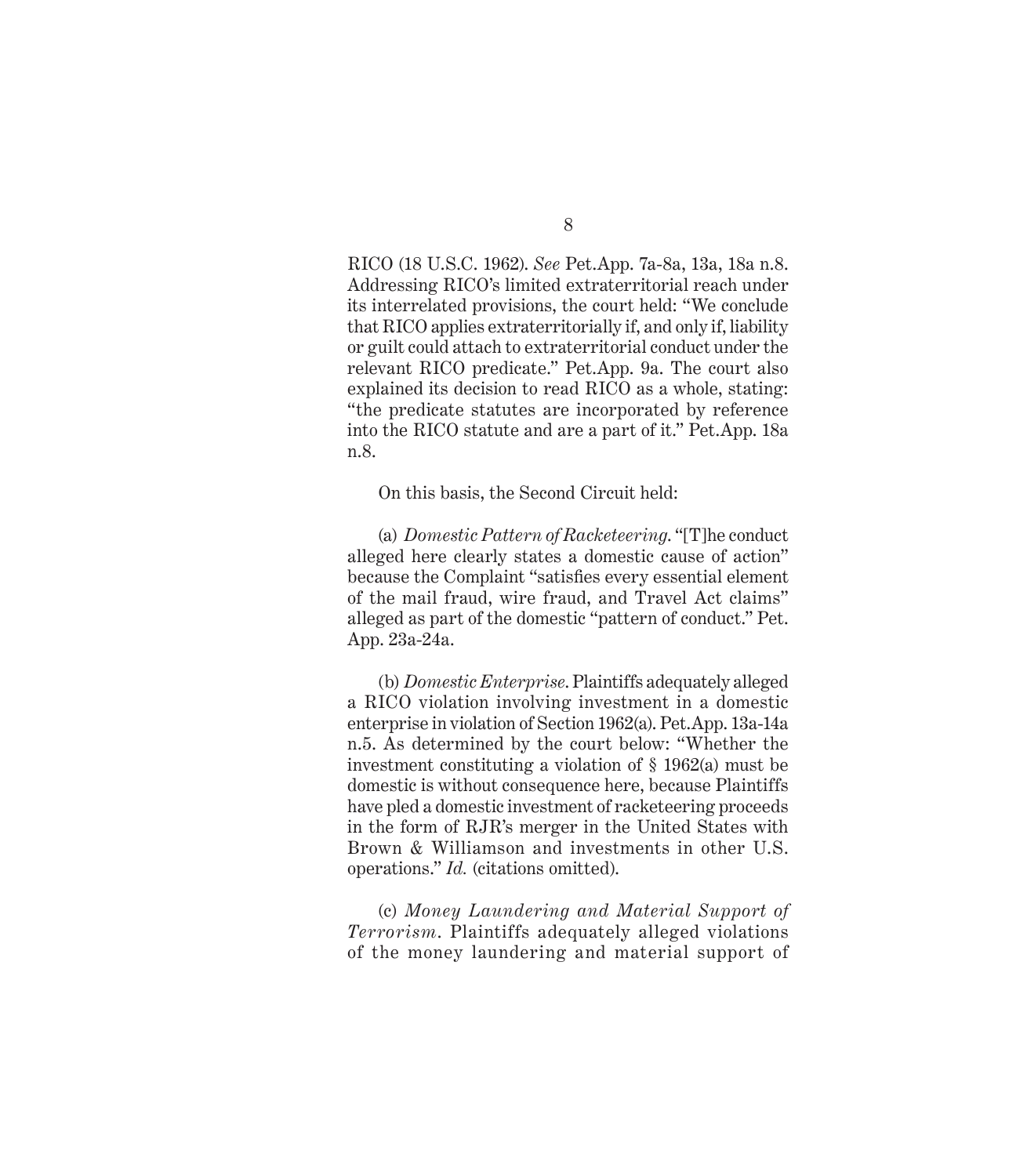RICO (18 U.S.C. 1962). *See* Pet.App. 7a-8a, 13a, 18a n.8. Addressing RICO's limited extraterritorial reach under its interrelated provisions, the court held: "We conclude that RICO applies extraterritorially if, and only if, liability or guilt could attach to extraterritorial conduct under the relevant RICO predicate." Pet.App. 9a. The court also explained its decision to read RICO as a whole, stating: "the predicate statutes are incorporated by reference into the RICO statute and are a part of it." Pet.App. 18a n.8.

On this basis, the Second Circuit held:

(a) *Domestic Pattern of Racketeering.* "[T]he conduct alleged here clearly states a domestic cause of action" because the Complaint "satisfies every essential element of the mail fraud, wire fraud, and Travel Act claims" alleged as part of the domestic "pattern of conduct." Pet. App. 23a-24a.

(b) *Domestic Enterprise.* Plaintiffs adequately alleged a RICO violation involving investment in a domestic enterprise in violation of Section 1962(a). Pet.App. 13a-14a n.5. As determined by the court below: "Whether the investment constituting a violation of § 1962(a) must be domestic is without consequence here, because Plaintiffs have pled a domestic investment of racketeering proceeds in the form of RJR's merger in the United States with Brown & Williamson and investments in other U.S. operations." *Id.* (citations omitted).

(c) *Money Laundering and Material Support of Terrorism.* Plaintiffs adequately alleged violations of the money laundering and material support of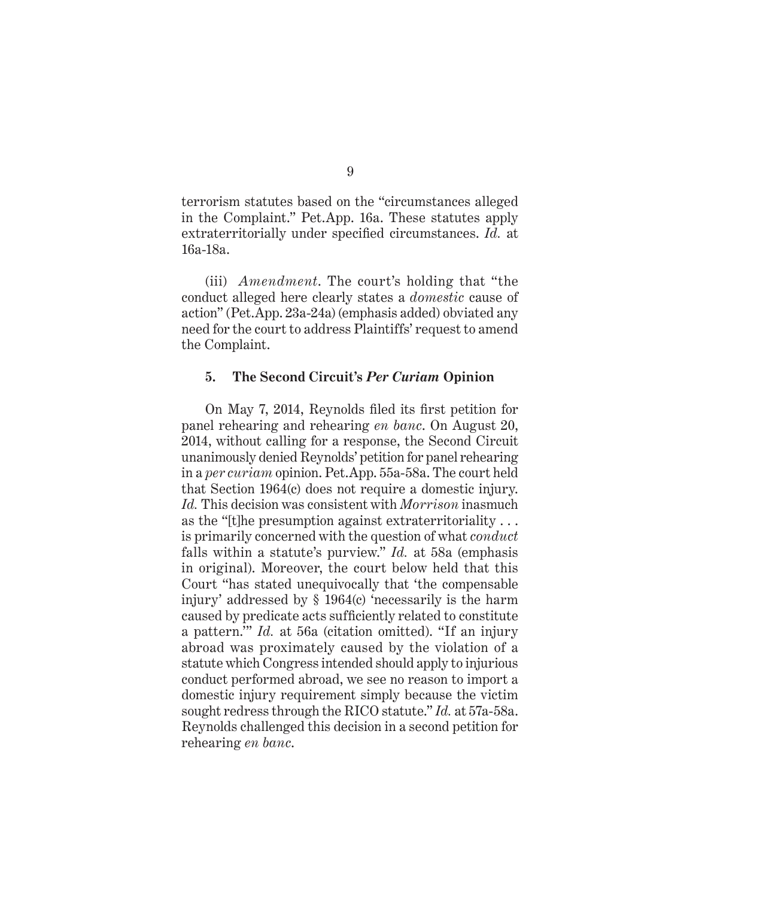terrorism statutes based on the "circumstances alleged in the Complaint." Pet.App. 16a. These statutes apply extraterritorially under specified circumstances. *Id.* at 16a-18a.

(iii) *Amendment*. The court's holding that "the conduct alleged here clearly states a *domestic* cause of action" (Pet.App. 23a-24a) (emphasis added) obviated any need for the court to address Plaintiffs' request to amend the Complaint.

### 5. The Second Circuit's *Per Curiam* Opinion

On May 7, 2014, Reynolds filed its first petition for panel rehearing and rehearing *en banc*. On August 20, 2014, without calling for a response, the Second Circuit unanimously denied Reynolds' petition for panel rehearing in a *per curiam* opinion. Pet.App. 55a-58a. The court held that Section 1964(c) does not require a domestic injury. *Id.* This decision was consistent with *Morrison* inasmuch as the "[t]he presumption against extraterritoriality . . . is primarily concerned with the question of what *conduct* falls within a statute's purview." *Id.* at 58a (emphasis in original). Moreover, the court below held that this Court "has stated unequivocally that 'the compensable injury' addressed by § 1964(c) 'necessarily is the harm caused by predicate acts sufficiently related to constitute a pattern.'" *Id.* at 56a (citation omitted). "If an injury abroad was proximately caused by the violation of a statute which Congress intended should apply to injurious conduct performed abroad, we see no reason to import a domestic injury requirement simply because the victim sought redress through the RICO statute." *Id.* at 57a-58a. Reynolds challenged this decision in a second petition for rehearing *en banc*.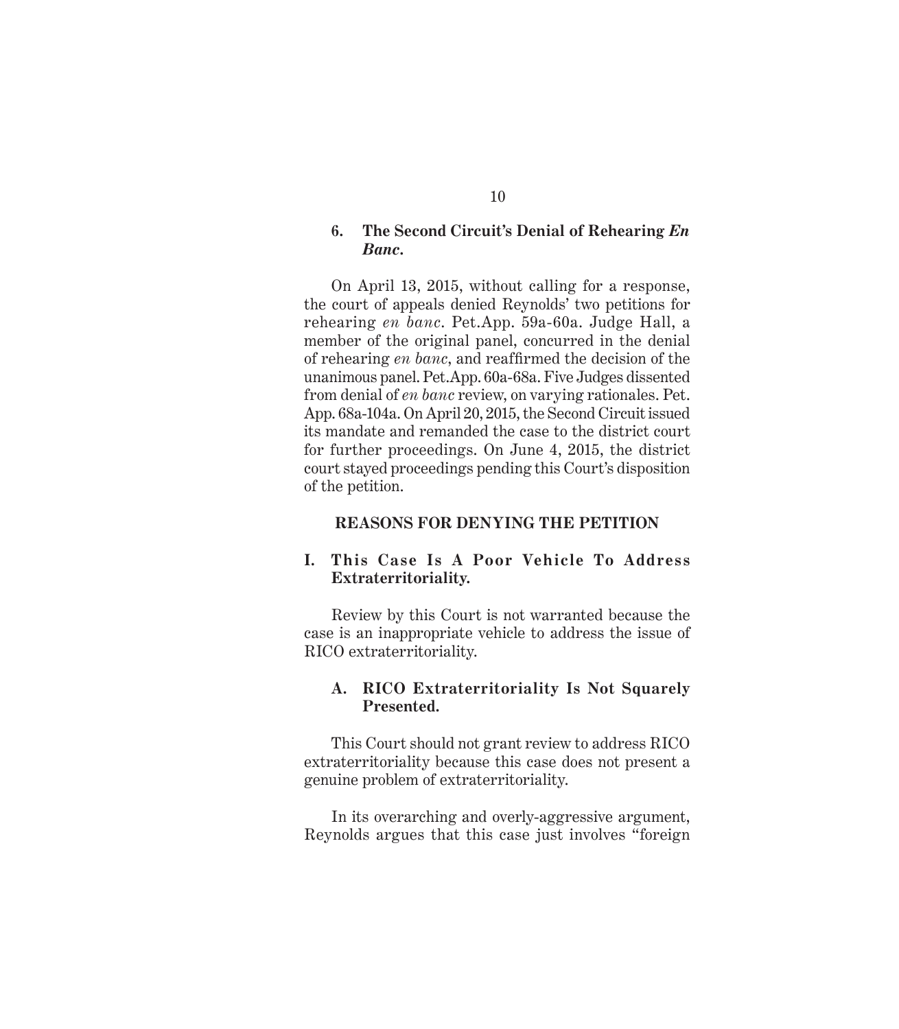### 6. The Second Circuit's Denial of Rehearing *En Banc*.

On April 13, 2015, without calling for a response, the court of appeals denied Reynolds' two petitions for rehearing *en banc*. Pet.App. 59a-60a. Judge Hall, a member of the original panel, concurred in the denial of rehearing *en banc*, and reaffirmed the decision of the unanimous panel. Pet.App. 60a-68a. Five Judges dissented from denial of *en banc* review, on varying rationales. Pet. App. 68a-104a. On April 20, 2015, the Second Circuit issued its mandate and remanded the case to the district court for further proceedings. On June 4, 2015, the district court stayed proceedings pending this Court's disposition of the petition.

## REASONS FOR DENYING THE PETITION

### I. This Case Is A Poor Vehicle To Address Extraterritoriality.

Review by this Court is not warranted because the case is an inappropriate vehicle to address the issue of RICO extraterritoriality.

#### A. RICO Extraterritoriality Is Not Squarely Presented.

This Court should not grant review to address RICO extraterritoriality because this case does not present a genuine problem of extraterritoriality.

In its overarching and overly-aggressive argument, Reynolds argues that this case just involves "foreign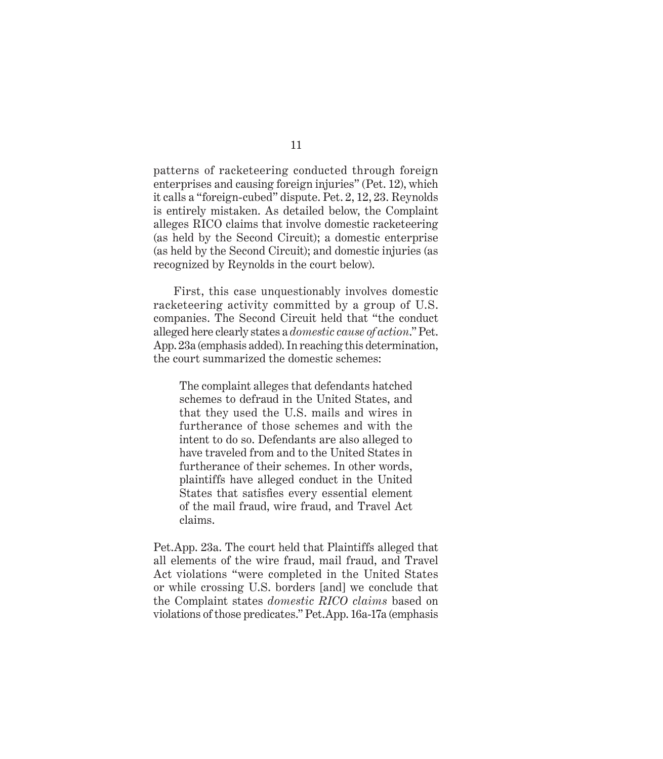patterns of racketeering conducted through foreign enterprises and causing foreign injuries" (Pet. 12), which it calls a "foreign-cubed" dispute. Pet. 2, 12, 23. Reynolds is entirely mistaken. As detailed below, the Complaint alleges RICO claims that involve domestic racketeering (as held by the Second Circuit); a domestic enterprise (as held by the Second Circuit); and domestic injuries (as recognized by Reynolds in the court below).

First, this case unquestionably involves domestic racketeering activity committed by a group of U.S. companies. The Second Circuit held that "the conduct alleged here clearly states a *domestic cause of action*." Pet. App. 23a (emphasis added). In reaching this determination, the court summarized the domestic schemes:

> The complaint alleges that defendants hatched schemes to defraud in the United States, and that they used the U.S. mails and wires in furtherance of those schemes and with the intent to do so. Defendants are also alleged to have traveled from and to the United States in furtherance of their schemes. In other words, plaintiffs have alleged conduct in the United States that satisfies every essential element of the mail fraud, wire fraud, and Travel Act claims.

Pet.App. 23a. The court held that Plaintiffs alleged that all elements of the wire fraud, mail fraud, and Travel Act violations "were completed in the United States or while crossing U.S. borders [and] we conclude that the Complaint states *domestic RICO claims* based on violations of those predicates." Pet.App. 16a-17a (emphasis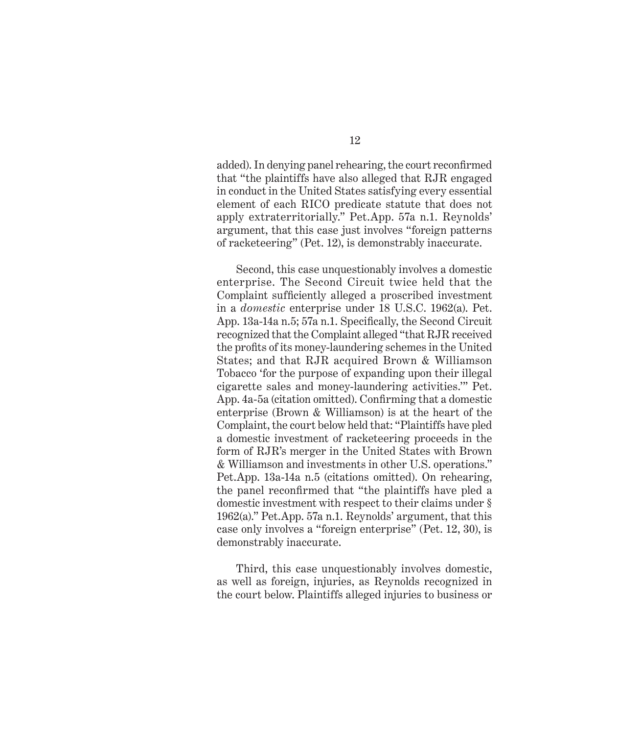added). In denying panel rehearing, the court reconfirmed that "the plaintiffs have also alleged that RJR engaged in conduct in the United States satisfying every essential element of each RICO predicate statute that does not apply extraterritorially." Pet.App. 57a n.1. Reynolds' argument, that this case just involves "foreign patterns of racketeering" (Pet. 12), is demonstrably inaccurate.

Second, this case unquestionably involves a domestic enterprise. The Second Circuit twice held that the Complaint sufficiently alleged a proscribed investment in a *domestic* enterprise under 18 U.S.C. 1962(a). Pet. App. 13a-14a n.5; 57a n.1. Specifically, the Second Circuit recognized that the Complaint alleged "that RJR received the profits of its money-laundering schemes in the United States; and that RJR acquired Brown & Williamson Tobacco 'for the purpose of expanding upon their illegal cigarette sales and money-laundering activities.'" Pet. App. 4a-5a (citation omitted). Confirming that a domestic enterprise (Brown & Williamson) is at the heart of the Complaint, the court below held that: "Plaintiffs have pled a domestic investment of racketeering proceeds in the form of RJR's merger in the United States with Brown & Williamson and investments in other U.S. operations." Pet.App. 13a-14a n.5 (citations omitted). On rehearing, the panel reconfirmed that "the plaintiffs have pled a domestic investment with respect to their claims under § 1962(a)." Pet.App. 57a n.1. Reynolds' argument, that this case only involves a "foreign enterprise" (Pet. 12, 30), is demonstrably inaccurate.

Third, this case unquestionably involves domestic, as well as foreign, injuries, as Reynolds recognized in the court below. Plaintiffs alleged injuries to business or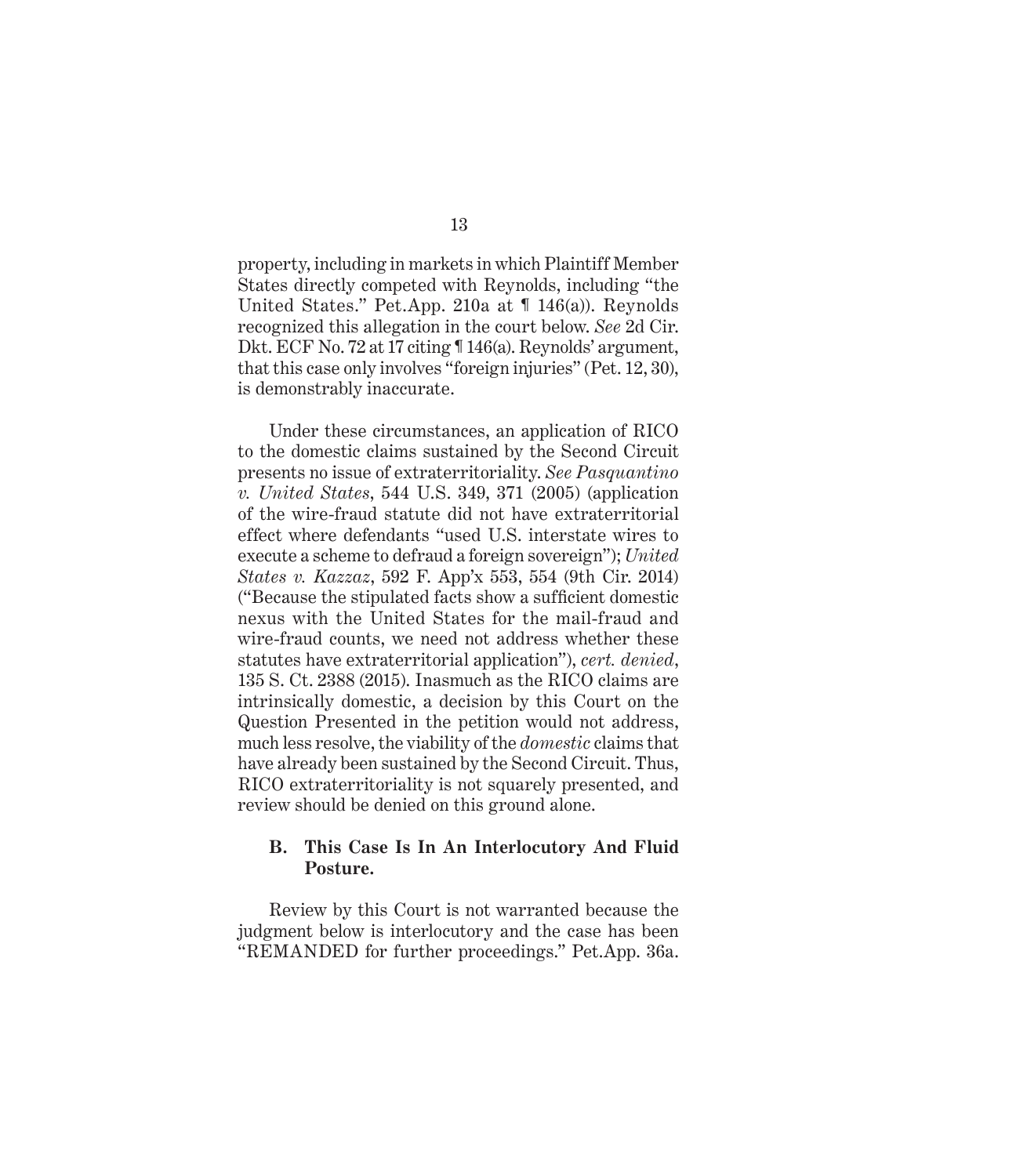property, including in markets in which Plaintiff Member States directly competed with Reynolds, including "the United States." Pet.App. 210a at ¶ 146(a)). Reynolds recognized this allegation in the court below. *See* 2d Cir. Dkt. ECF No. 72 at 17 citing ¶ 146(a). Reynolds' argument, that this case only involves "foreign injuries" (Pet. 12, 30), is demonstrably inaccurate.

Under these circumstances, an application of RICO to the domestic claims sustained by the Second Circuit presents no issue of extraterritoriality. *See Pasquantino v. United States*, 544 U.S. 349, 371 (2005) (application of the wire-fraud statute did not have extraterritorial effect where defendants "used U.S. interstate wires to execute a scheme to defraud a foreign sovereign"); *United States v. Kazzaz*, 592 F. App'x 553, 554 (9th Cir. 2014) ("Because the stipulated facts show a sufficient domestic nexus with the United States for the mail-fraud and wire-fraud counts, we need not address whether these statutes have extraterritorial application"), *cert. denied*, 135 S. Ct. 2388 (2015). Inasmuch as the RICO claims are intrinsically domestic, a decision by this Court on the Question Presented in the petition would not address, much less resolve, the viability of the *domestic* claims that have already been sustained by the Second Circuit. Thus, RICO extraterritoriality is not squarely presented, and review should be denied on this ground alone.

### B. This Case Is In An Interlocutory And Fluid Posture.

Review by this Court is not warranted because the judgment below is interlocutory and the case has been "REMANDED for further proceedings." Pet.App. 36a.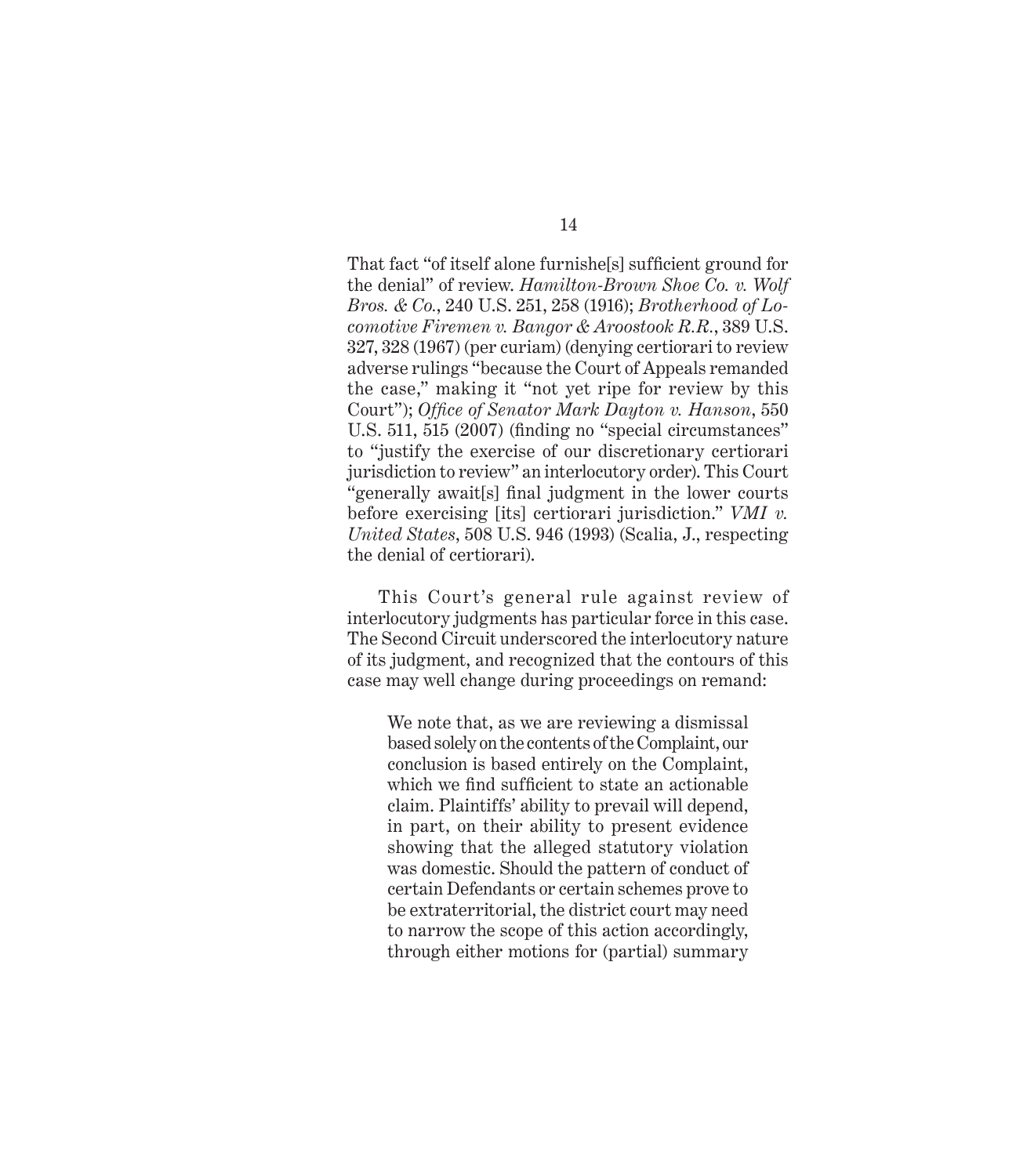That fact "of itself alone furnishe[s] sufficient ground for the denial" of review. *Hamilton-Brown Shoe Co. v. Wolf Bros. & Co.*, 240 U.S. 251, 258 (1916); *Brotherhood of Locomotive Firemen v. Bangor & Aroostook R.R.*, 389 U.S. 327, 328 (1967) (per curiam) (denying certiorari to review adverse rulings "because the Court of Appeals remanded the case," making it "not yet ripe for review by this Court"); *Office of Senator Mark Dayton v. Hanson*, 550 U.S. 511, 515 (2007) (finding no "special circumstances" to "justify the exercise of our discretionary certiorari jurisdiction to review" an interlocutory order). This Court "generally await[s] final judgment in the lower courts before exercising [its] certiorari jurisdiction." *VMI v. United States*, 508 U.S. 946 (1993) (Scalia, J., respecting the denial of certiorari).

This Court's general rule against review of interlocutory judgments has particular force in this case. The Second Circuit underscored the interlocutory nature of its judgment, and recognized that the contours of this case may well change during proceedings on remand:

> We note that, as we are reviewing a dismissal based solely on the contents of the Complaint, our conclusion is based entirely on the Complaint, which we find sufficient to state an actionable claim. Plaintiffs' ability to prevail will depend, in part, on their ability to present evidence showing that the alleged statutory violation was domestic. Should the pattern of conduct of certain Defendants or certain schemes prove to be extraterritorial, the district court may need to narrow the scope of this action accordingly, through either motions for (partial) summary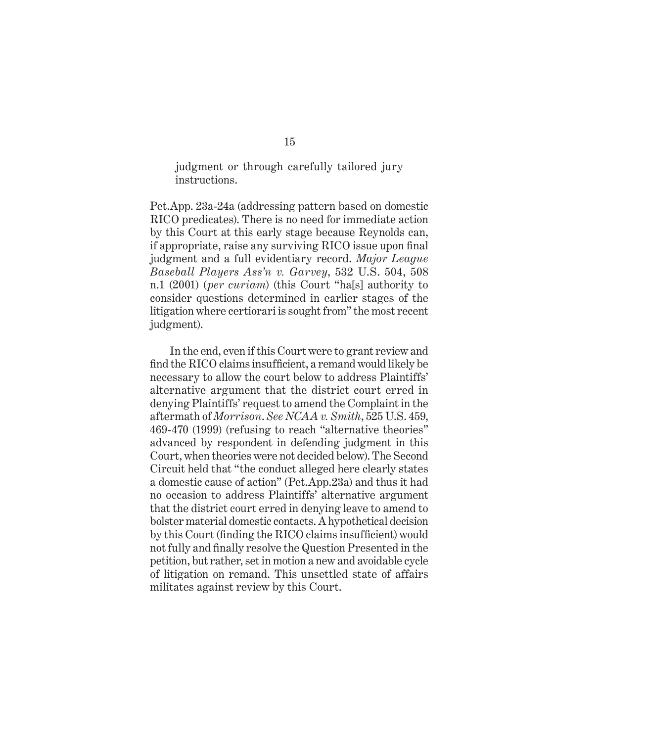> judgment or through carefully tailored jury instructions.

Pet.App. 23a-24a (addressing pattern based on domestic RICO predicates). There is no need for immediate action by this Court at this early stage because Reynolds can, if appropriate, raise any surviving RICO issue upon final judgment and a full evidentiary record. *Major League Baseball Players Ass'n v. Garvey*, 532 U.S. 504, 508 n.1 (2001) (*per curiam*) (this Court "ha[s] authority to consider questions determined in earlier stages of the litigation where certiorari is sought from" the most recent judgment).

In the end, even if this Court were to grant review and find the RICO claims insufficient, a remand would likely be necessary to allow the court below to address Plaintiffs' alternative argument that the district court erred in denying Plaintiffs' request to amend the Complaint in the aftermath of *Morrison*. *See NCAA v. Smith*, 525 U.S. 459, 469-470 (1999) (refusing to reach "alternative theories" advanced by respondent in defending judgment in this Court, when theories were not decided below). The Second Circuit held that "the conduct alleged here clearly states a domestic cause of action" (Pet.App.23a) and thus it had no occasion to address Plaintiffs' alternative argument that the district court erred in denying leave to amend to bolster material domestic contacts. A hypothetical decision by this Court (finding the RICO claims insufficient) would not fully and finally resolve the Question Presented in the petition, but rather, set in motion a new and avoidable cycle of litigation on remand. This unsettled state of affairs militates against review by this Court.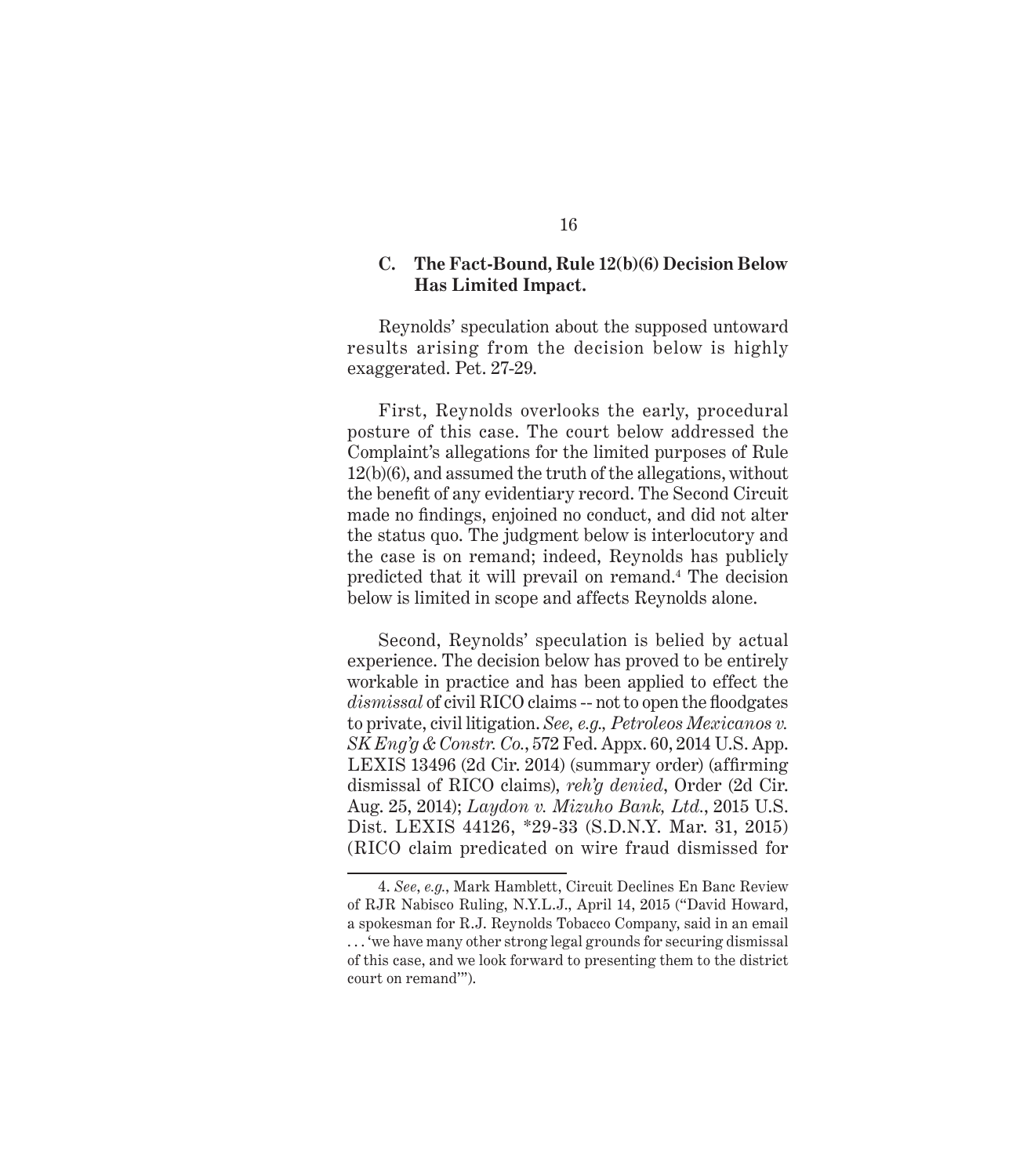### C. The Fact-Bound, Rule 12(b)(6) Decision Below Has Limited Impact.

Reynolds' speculation about the supposed untoward results arising from the decision below is highly exaggerated. Pet. 27-29.

First, Reynolds overlooks the early, procedural posture of this case. The court below addressed the Complaint's allegations for the limited purposes of Rule 12(b)(6), and assumed the truth of the allegations, without the benefit of any evidentiary record. The Second Circuit made no findings, enjoined no conduct, and did not alter the status quo. The judgment below is interlocutory and the case is on remand; indeed, Reynolds has publicly predicted that it will prevail on remand.[4] The decision below is limited in scope and affects Reynolds alone.

Second, Reynolds' speculation is belied by actual experience. The decision below has proved to be entirely workable in practice and has been applied to effect the *dismissal* of civil RICO claims -- not to open the floodgates to private, civil litigation. *See, e.g., Petroleos Mexicanos v. SK Eng'g & Constr. Co.*, 572 Fed. Appx. 60, 2014 U.S. App. LEXIS 13496 (2d Cir. 2014) (summary order) (affirming dismissal of RICO claims), *reh'g denied*, Order (2d Cir. Aug. 25, 2014); *Laydon v. Mizuho Bank, Ltd.*, 2015 U.S. Dist. LEXIS 44126, *29-33 (S.D.N.Y. Mar. 31, 2015) (RICO claim predicated on wire fraud dismissed for

---

4. *See*, *e.g.*, Mark Hamblett, Circuit Declines En Banc Review of RJR Nabisco Ruling, N.Y.L.J., April 14, 2015 ("David Howard, a spokesman for R.J. Reynolds Tobacco Company, said in an email . . . 'we have many other strong legal grounds for securing dismissal of this case, and we look forward to presenting them to the district court on remand'").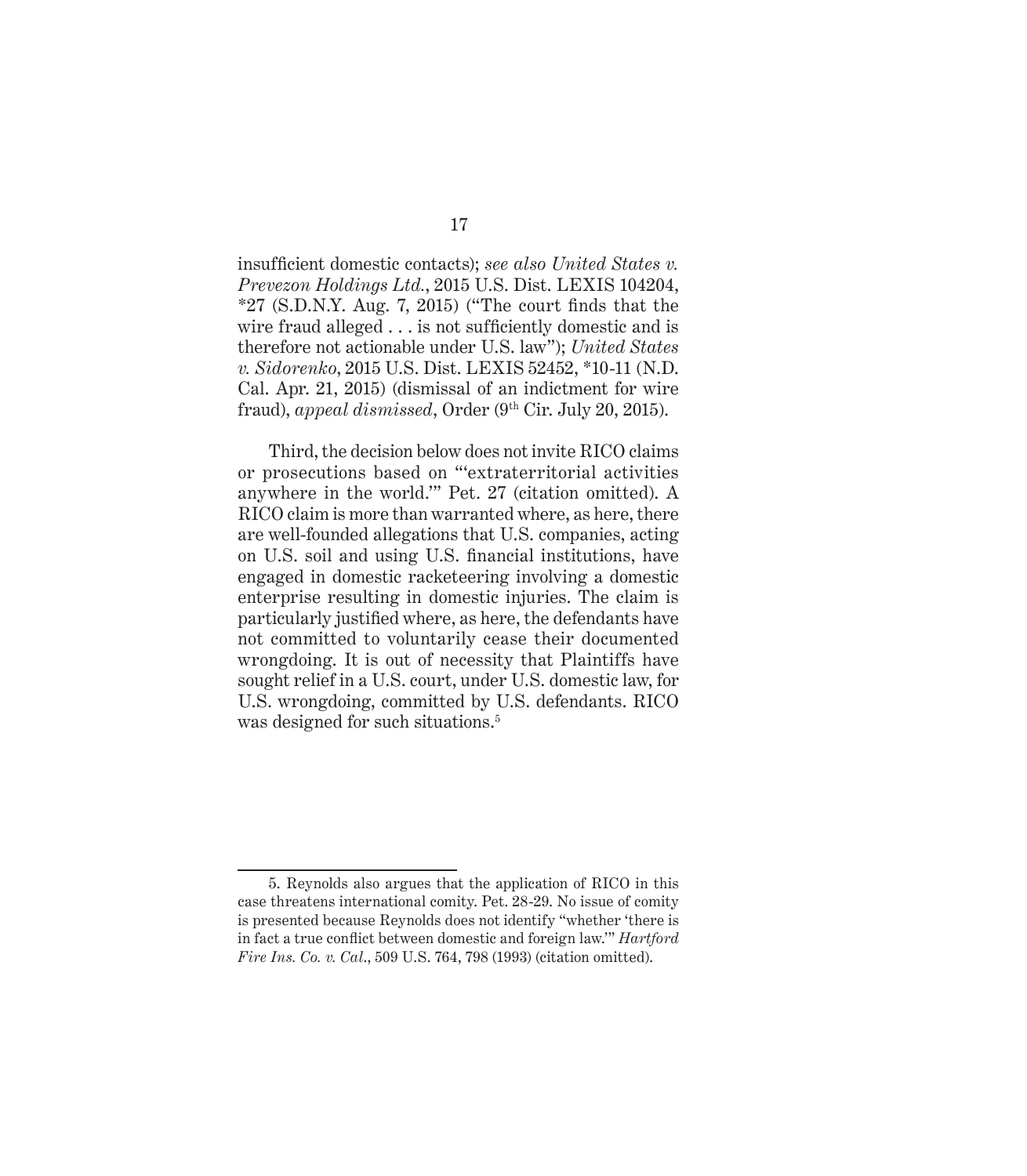insufficient domestic contacts); *see also United States v. Prevezon Holdings Ltd.*, 2015 U.S. Dist. LEXIS 104204, *27 (S.D.N.Y. Aug. 7, 2015) ("The court finds that the wire fraud alleged . . . is not sufficiently domestic and is therefore not actionable under U.S. law"); *United States v. Sidorenko*, 2015 U.S. Dist. LEXIS 52452, *10-11 (N.D. Cal. Apr. 21, 2015) (dismissal of an indictment for wire fraud), *appeal dismissed*, Order (9th Cir. July 20, 2015).

Third, the decision below does not invite RICO claims or prosecutions based on "'extraterritorial activities anywhere in the world.'" Pet. 27 (citation omitted). A RICO claim is more than warranted where, as here, there are well-founded allegations that U.S. companies, acting on U.S. soil and using U.S. financial institutions, have engaged in domestic racketeering involving a domestic enterprise resulting in domestic injuries. The claim is particularly justified where, as here, the defendants have not committed to voluntarily cease their documented wrongdoing. It is out of necessity that Plaintiffs have sought relief in a U.S. court, under U.S. domestic law, for U.S. wrongdoing, committed by U.S. defendants. RICO was designed for such situations.[5]

---

5. Reynolds also argues that the application of RICO in this case threatens international comity. Pet. 28-29. No issue of comity is presented because Reynolds does not identify "whether 'there is in fact a true conflict between domestic and foreign law.'" *Hartford Fire Ins. Co. v. Cal.*, 509 U.S. 764, 798 (1993) (citation omitted).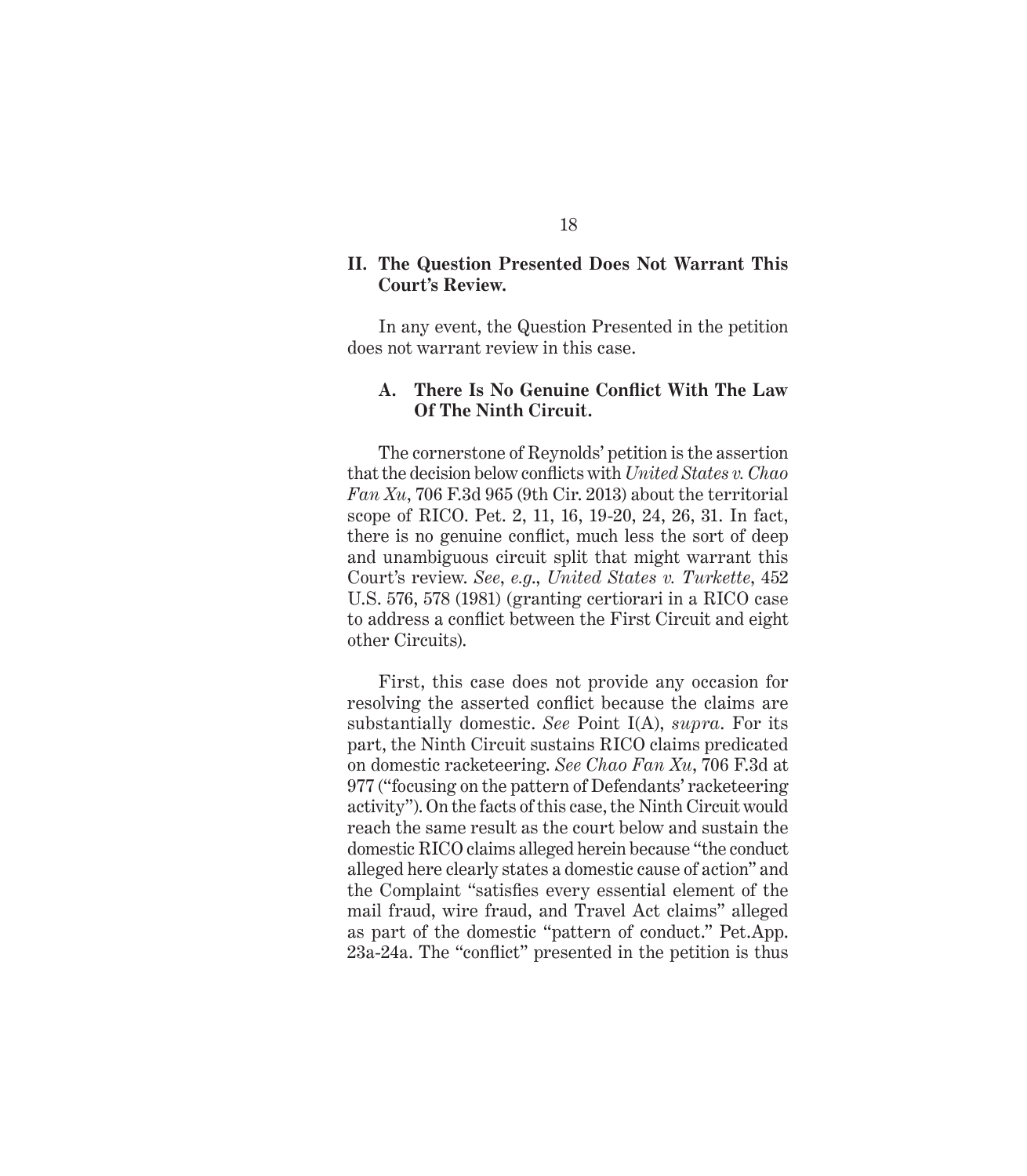## II. The Question Presented Does Not Warrant This Court's Review.

In any event, the Question Presented in the petition does not warrant review in this case.

### A. There Is No Genuine Conflict With The Law Of The Ninth Circuit.

The cornerstone of Reynolds' petition is the assertion that the decision below conflicts with *United States v. Chao Fan Xu*, 706 F.3d 965 (9th Cir. 2013) about the territorial scope of RICO. Pet. 2, 11, 16, 19-20, 24, 26, 31. In fact, there is no genuine conflict, much less the sort of deep and unambiguous circuit split that might warrant this Court's review. *See*, *e.g.*, *United States v. Turkette*, 452 U.S. 576, 578 (1981) (granting certiorari in a RICO case to address a conflict between the First Circuit and eight other Circuits).

First, this case does not provide any occasion for resolving the asserted conflict because the claims are substantially domestic. *See* Point I(A), *supra*. For its part, the Ninth Circuit sustains RICO claims predicated on domestic racketeering. *See Chao Fan Xu*, 706 F.3d at 977 ("focusing on the pattern of Defendants' racketeering activity"). On the facts of this case, the Ninth Circuit would reach the same result as the court below and sustain the domestic RICO claims alleged herein because "the conduct alleged here clearly states a domestic cause of action" and the Complaint "satisfies every essential element of the mail fraud, wire fraud, and Travel Act claims" alleged as part of the domestic "pattern of conduct." Pet.App. 23a-24a. The "conflict" presented in the petition is thus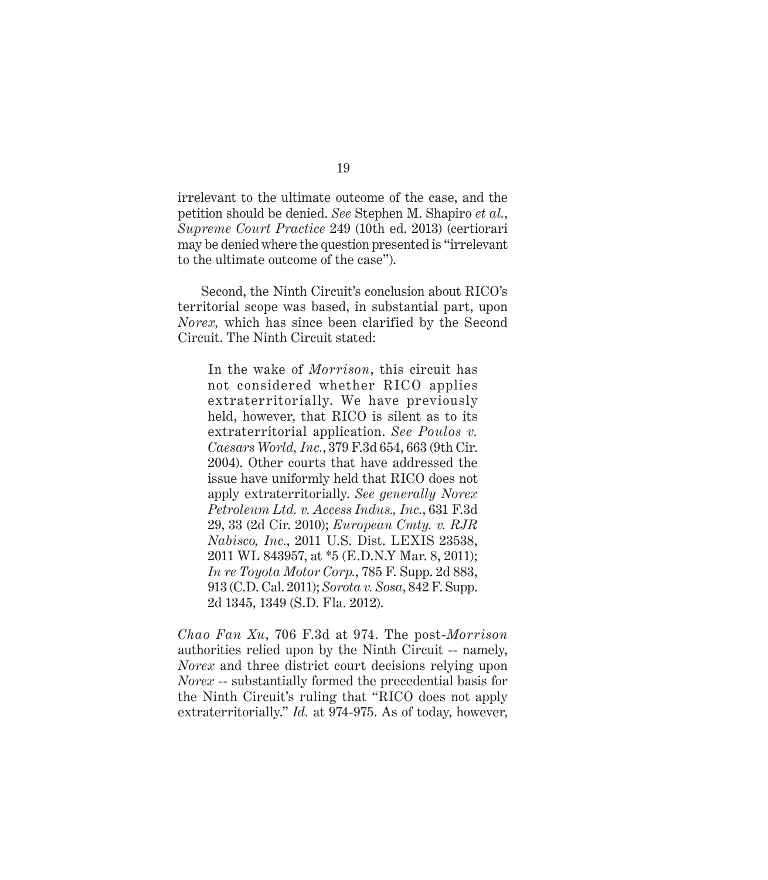irrelevant to the ultimate outcome of the case, and the petition should be denied. *See* Stephen M. Shapiro *et al.*, *Supreme Court Practice* 249 (10th ed. 2013) (certiorari may be denied where the question presented is "irrelevant to the ultimate outcome of the case").

Second, the Ninth Circuit's conclusion about RICO's territorial scope was based, in substantial part, upon *Norex,* which has since been clarified by the Second Circuit. The Ninth Circuit stated:

> In the wake of *Morrison*, this circuit has not considered whether RICO applies extraterritorially. We have previously held, however, that RICO is silent as to its extraterritorial application. *See Poulos v. Caesars World, Inc.*, 379 F.3d 654, 663 (9th Cir. 2004). Other courts that have addressed the issue have uniformly held that RICO does not apply extraterritorially. *See generally Norex Petroleum Ltd. v. Access Indus., Inc.*, 631 F.3d 29, 33 (2d Cir. 2010); *European Cmty. v. RJR Nabisco, Inc.*, 2011 U.S. Dist. LEXIS 23538, 2011 WL 843957, at *5 (E.D.N.Y Mar. 8, 2011); *In re Toyota Motor Corp.*, 785 F. Supp. 2d 883, 913 (C.D. Cal. 2011); *Sorota v. Sosa*, 842 F. Supp. 2d 1345, 1349 (S.D. Fla. 2012).

*Chao Fan Xu*, 706 F.3d at 974. The post-*Morrison* authorities relied upon by the Ninth Circuit -- namely, *Norex* and three district court decisions relying upon *Norex* -- substantially formed the precedential basis for the Ninth Circuit's ruling that "RICO does not apply extraterritorially." *Id.* at 974-975. As of today, however,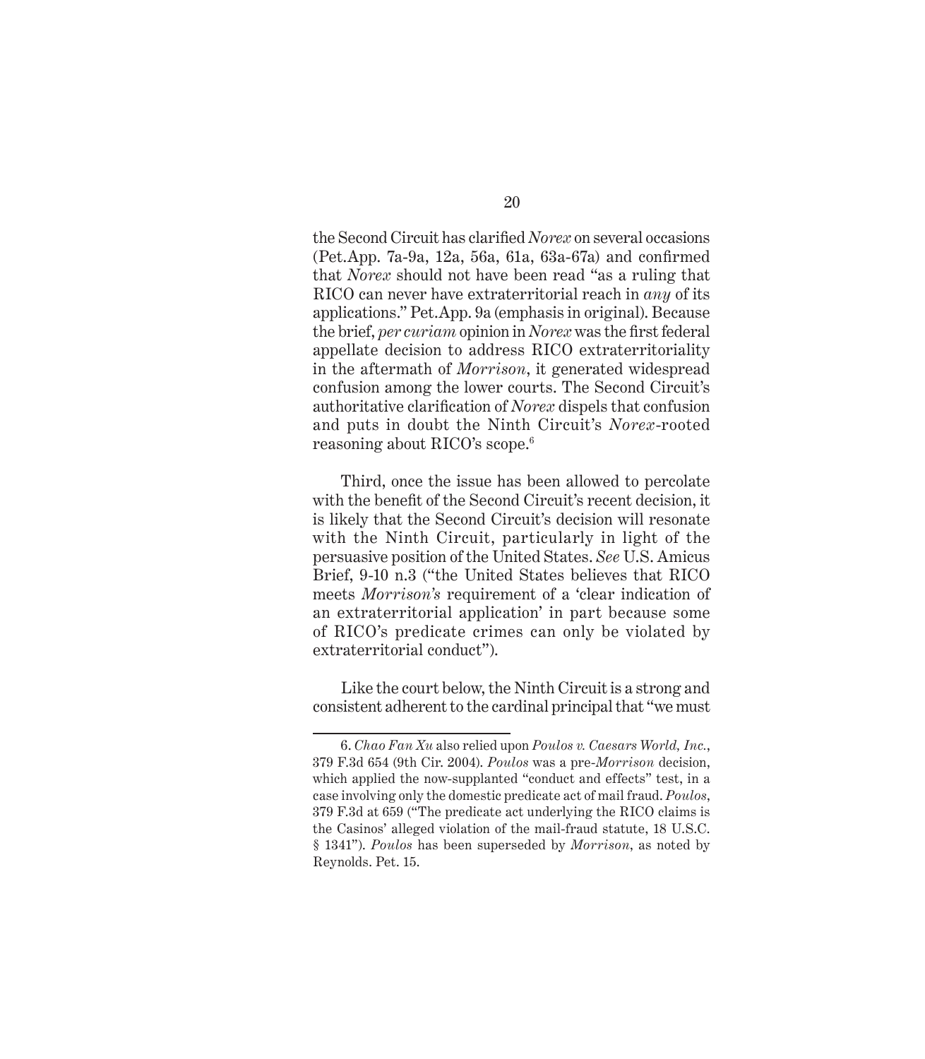the Second Circuit has clarified *Norex* on several occasions (Pet.App. 7a-9a, 12a, 56a, 61a, 63a-67a) and confirmed that *Norex* should not have been read "as a ruling that RICO can never have extraterritorial reach in *any* of its applications." Pet.App. 9a (emphasis in original). Because the brief, *per curiam* opinion in *Norex* was the first federal appellate decision to address RICO extraterritoriality in the aftermath of *Morrison*, it generated widespread confusion among the lower courts. The Second Circuit's authoritative clarification of *Norex* dispels that confusion and puts in doubt the Ninth Circuit's *Norex*-rooted reasoning about RICO's scope.[6]

Third, once the issue has been allowed to percolate with the benefit of the Second Circuit's recent decision, it is likely that the Second Circuit's decision will resonate with the Ninth Circuit, particularly in light of the persuasive position of the United States. *See* U.S. Amicus Brief, 9-10 n.3 ("the United States believes that RICO meets *Morrison's* requirement of a 'clear indication of an extraterritorial application' in part because some of RICO's predicate crimes can only be violated by extraterritorial conduct").

Like the court below, the Ninth Circuit is a strong and consistent adherent to the cardinal principal that "we must

---

6. *Chao Fan Xu* also relied upon *Poulos v. Caesars World, Inc.*, 379 F.3d 654 (9th Cir. 2004). *Poulos* was a pre-*Morrison* decision, which applied the now-supplanted "conduct and effects" test, in a case involving only the domestic predicate act of mail fraud. *Poulos*, 379 F.3d at 659 ("The predicate act underlying the RICO claims is the Casinos' alleged violation of the mail-fraud statute, 18 U.S.C. § 1341"). *Poulos* has been superseded by *Morrison*, as noted by Reynolds. Pet. 15.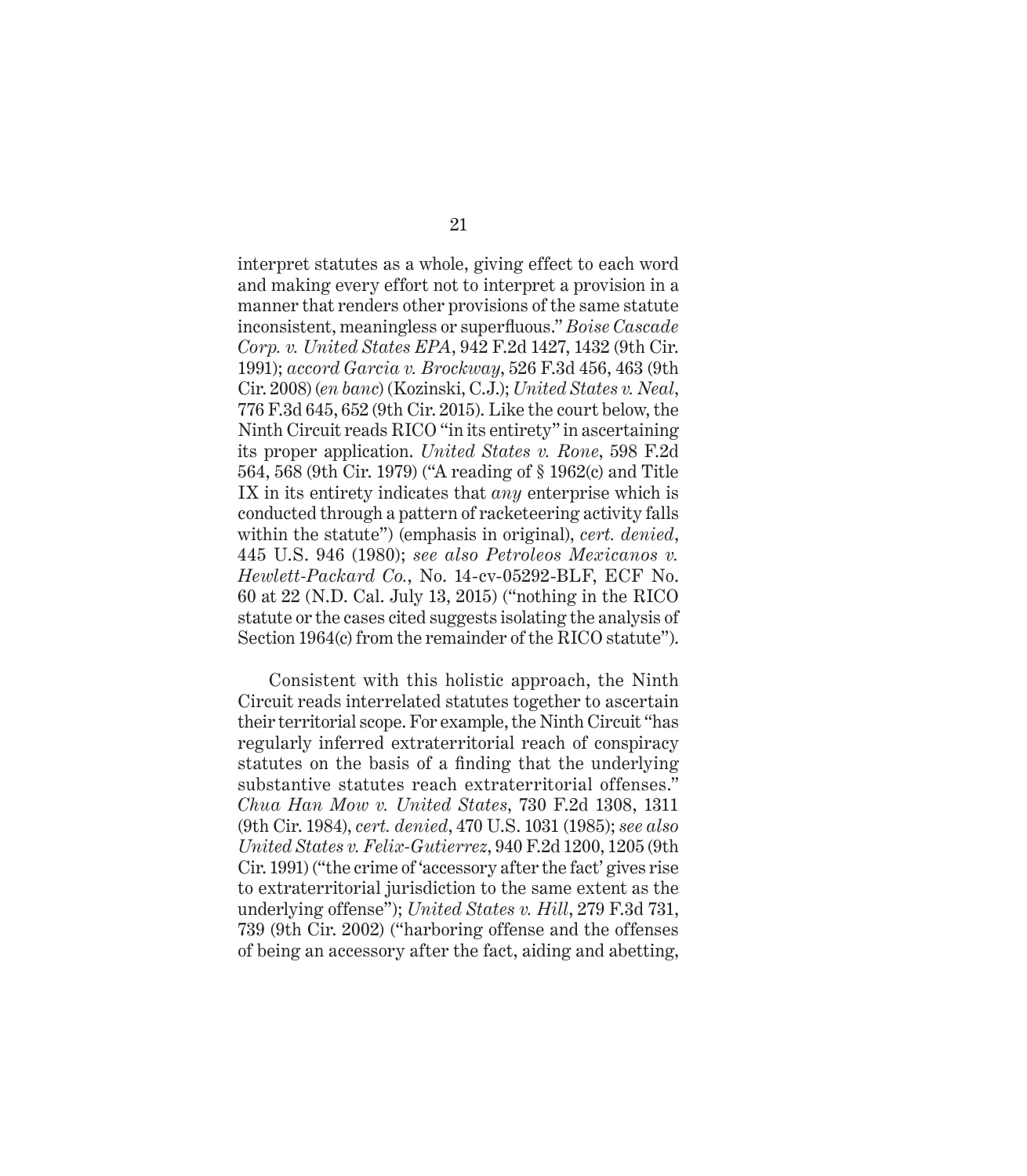interpret statutes as a whole, giving effect to each word and making every effort not to interpret a provision in a manner that renders other provisions of the same statute inconsistent, meaningless or superfluous." *Boise Cascade Corp. v. United States EPA*, 942 F.2d 1427, 1432 (9th Cir. 1991); *accord Garcia v. Brockway*, 526 F.3d 456, 463 (9th Cir. 2008) (*en banc*) (Kozinski, C.J.); *United States v. Neal*, 776 F.3d 645, 652 (9th Cir. 2015). Like the court below, the Ninth Circuit reads RICO "in its entirety" in ascertaining its proper application. *United States v. Rone*, 598 F.2d 564, 568 (9th Cir. 1979) ("A reading of § 1962(c) and Title IX in its entirety indicates that *any* enterprise which is conducted through a pattern of racketeering activity falls within the statute") (emphasis in original), *cert. denied*, 445 U.S. 946 (1980); *see also Petroleos Mexicanos v. Hewlett-Packard Co.*, No. 14-cv-05292-BLF, ECF No. 60 at 22 (N.D. Cal. July 13, 2015) ("nothing in the RICO statute or the cases cited suggests isolating the analysis of Section 1964(c) from the remainder of the RICO statute").

Consistent with this holistic approach, the Ninth Circuit reads interrelated statutes together to ascertain their territorial scope. For example, the Ninth Circuit "has regularly inferred extraterritorial reach of conspiracy statutes on the basis of a finding that the underlying substantive statutes reach extraterritorial offenses." *Chua Han Mow v. United States*, 730 F.2d 1308, 1311 (9th Cir. 1984), *cert. denied*, 470 U.S. 1031 (1985); *see also United States v. Felix-Gutierrez*, 940 F.2d 1200, 1205 (9th Cir. 1991) ("the crime of 'accessory after the fact' gives rise to extraterritorial jurisdiction to the same extent as the underlying offense"); *United States v. Hill*, 279 F.3d 731, 739 (9th Cir. 2002) ("harboring offense and the offenses of being an accessory after the fact, aiding and abetting,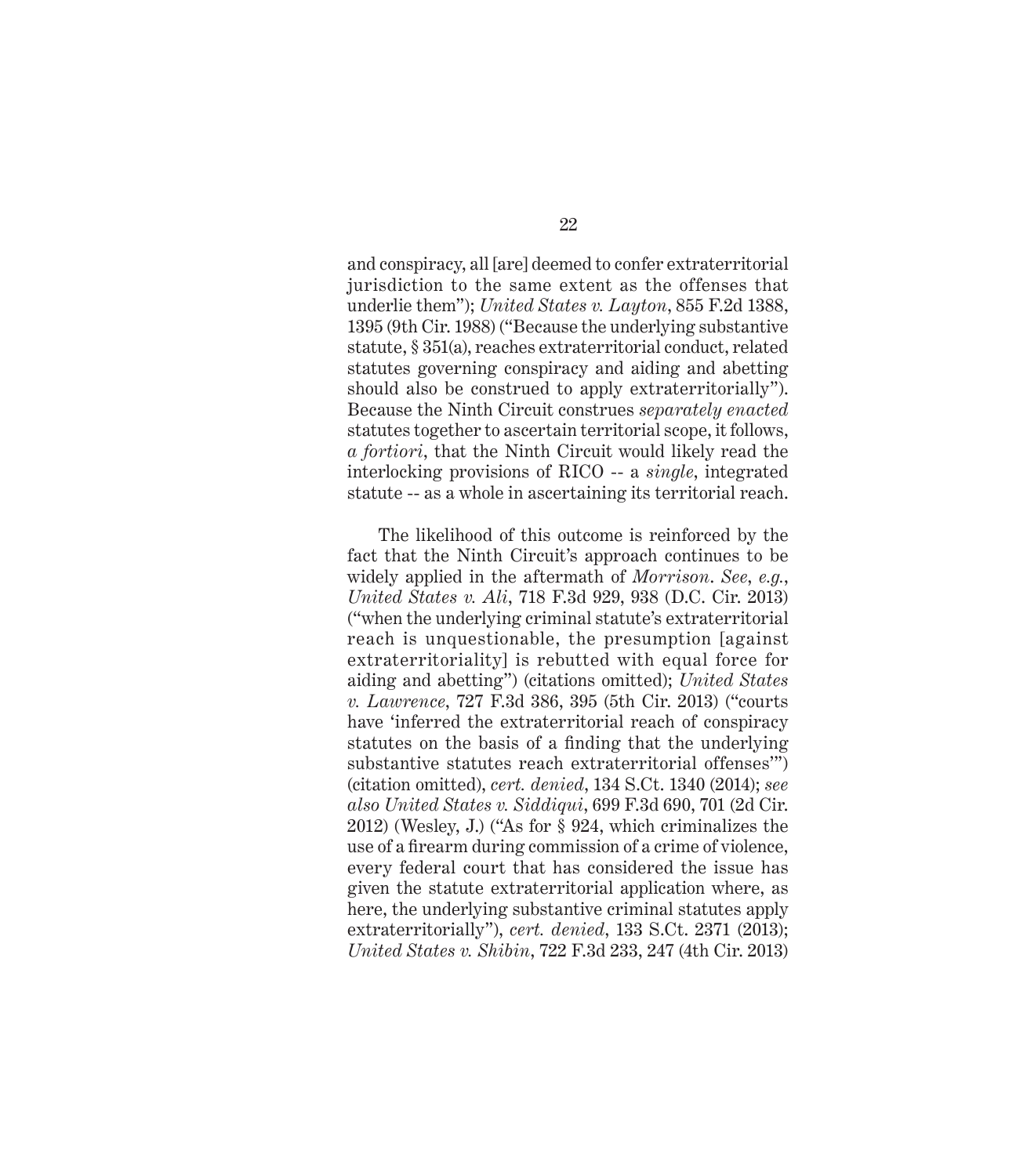and conspiracy, all [are] deemed to confer extraterritorial jurisdiction to the same extent as the offenses that underlie them"); *United States v. Layton*, 855 F.2d 1388, 1395 (9th Cir. 1988) ("Because the underlying substantive statute, § 351(a), reaches extraterritorial conduct, related statutes governing conspiracy and aiding and abetting should also be construed to apply extraterritorially"). Because the Ninth Circuit construes *separately enacted* statutes together to ascertain territorial scope, it follows, *a fortiori*, that the Ninth Circuit would likely read the interlocking provisions of RICO -- a *single*, integrated statute -- as a whole in ascertaining its territorial reach.

The likelihood of this outcome is reinforced by the fact that the Ninth Circuit's approach continues to be widely applied in the aftermath of *Morrison*. *See, e.g.*, *United States v. Ali*, 718 F.3d 929, 938 (D.C. Cir. 2013) ("when the underlying criminal statute's extraterritorial reach is unquestionable, the presumption [against extraterritoriality] is rebutted with equal force for aiding and abetting") (citations omitted); *United States v. Lawrence*, 727 F.3d 386, 395 (5th Cir. 2013) ("courts have 'inferred the extraterritorial reach of conspiracy statutes on the basis of a finding that the underlying substantive statutes reach extraterritorial offenses'") (citation omitted), *cert. denied*, 134 S.Ct. 1340 (2014); *see also United States v. Siddiqui*, 699 F.3d 690, 701 (2d Cir. 2012) (Wesley, J.) ("As for § 924, which criminalizes the use of a firearm during commission of a crime of violence, every federal court that has considered the issue has given the statute extraterritorial application where, as here, the underlying substantive criminal statutes apply extraterritorially"), *cert. denied*, 133 S.Ct. 2371 (2013); *United States v. Shibin*, 722 F.3d 233, 247 (4th Cir. 2013)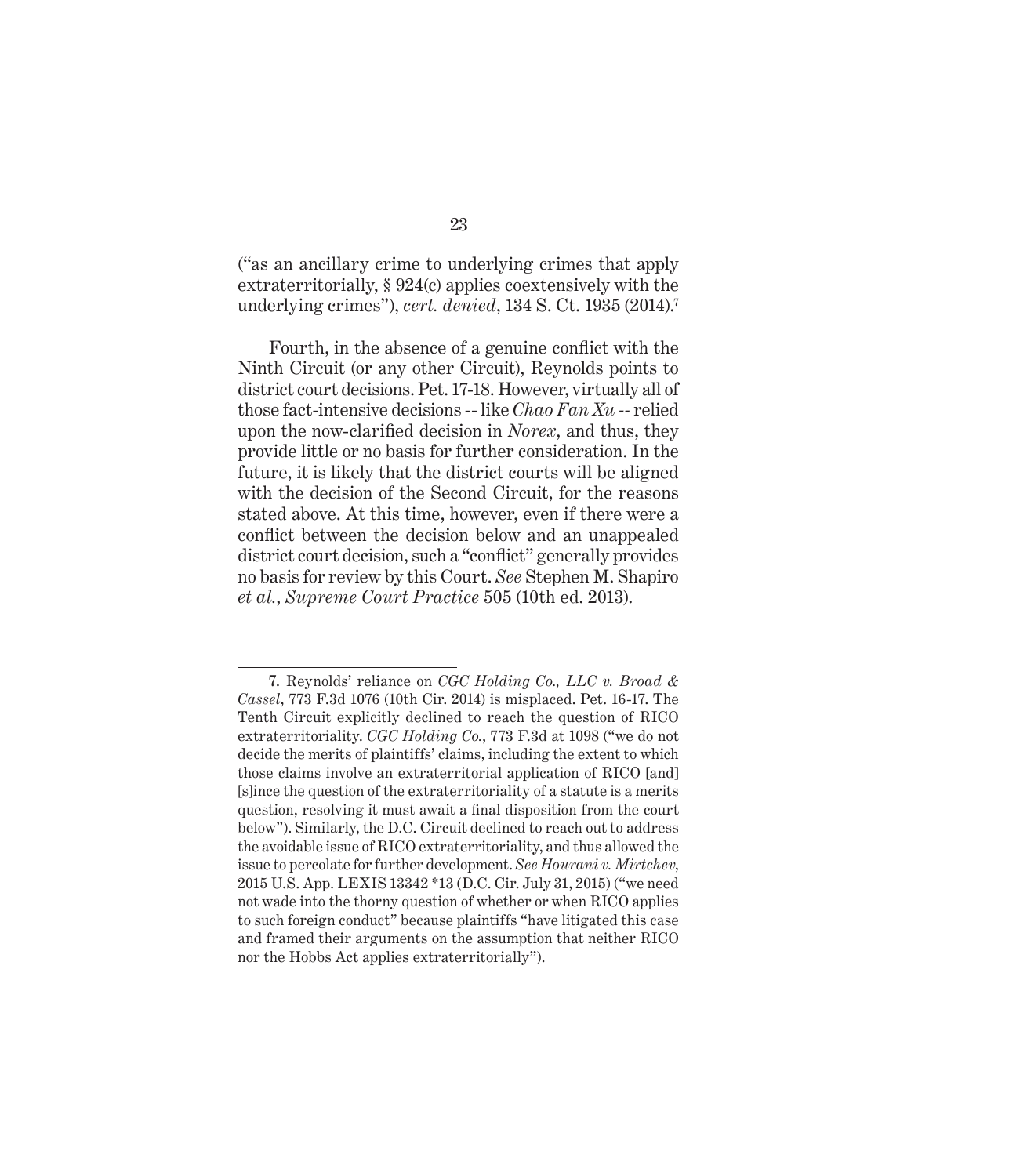("as an ancillary crime to underlying crimes that apply extraterritorially, § 924(c) applies coextensively with the underlying crimes"), *cert. denied*, 134 S. Ct. 1935 (2014).[7]

Fourth, in the absence of a genuine conflict with the Ninth Circuit (or any other Circuit), Reynolds points to district court decisions. Pet. 17-18. However, virtually all of those fact-intensive decisions -- like *Chao Fan Xu* -- relied upon the now-clarified decision in *Norex*, and thus, they provide little or no basis for further consideration. In the future, it is likely that the district courts will be aligned with the decision of the Second Circuit, for the reasons stated above. At this time, however, even if there were a conflict between the decision below and an unappealed district court decision, such a "conflict" generally provides no basis for review by this Court. *See* Stephen M. Shapiro *et al.*, *Supreme Court Practice* 505 (10th ed. 2013).

---

7. Reynolds' reliance on *CGC Holding Co., LLC v. Broad & Cassel*, 773 F.3d 1076 (10th Cir. 2014) is misplaced. Pet. 16-17. The Tenth Circuit explicitly declined to reach the question of RICO extraterritoriality. *CGC Holding Co.*, 773 F.3d at 1098 ("we do not decide the merits of plaintiffs' claims, including the extent to which those claims involve an extraterritorial application of RICO [and] [s]ince the question of the extraterritoriality of a statute is a merits question, resolving it must await a final disposition from the court below"). Similarly, the D.C. Circuit declined to reach out to address the avoidable issue of RICO extraterritoriality, and thus allowed the issue to percolate for further development. *See Hourani v. Mirtchev*, 2015 U.S. App. LEXIS 13342 *13 (D.C. Cir. July 31, 2015) ("we need not wade into the thorny question of whether or when RICO applies to such foreign conduct" because plaintiffs "have litigated this case and framed their arguments on the assumption that neither RICO nor the Hobbs Act applies extraterritorially").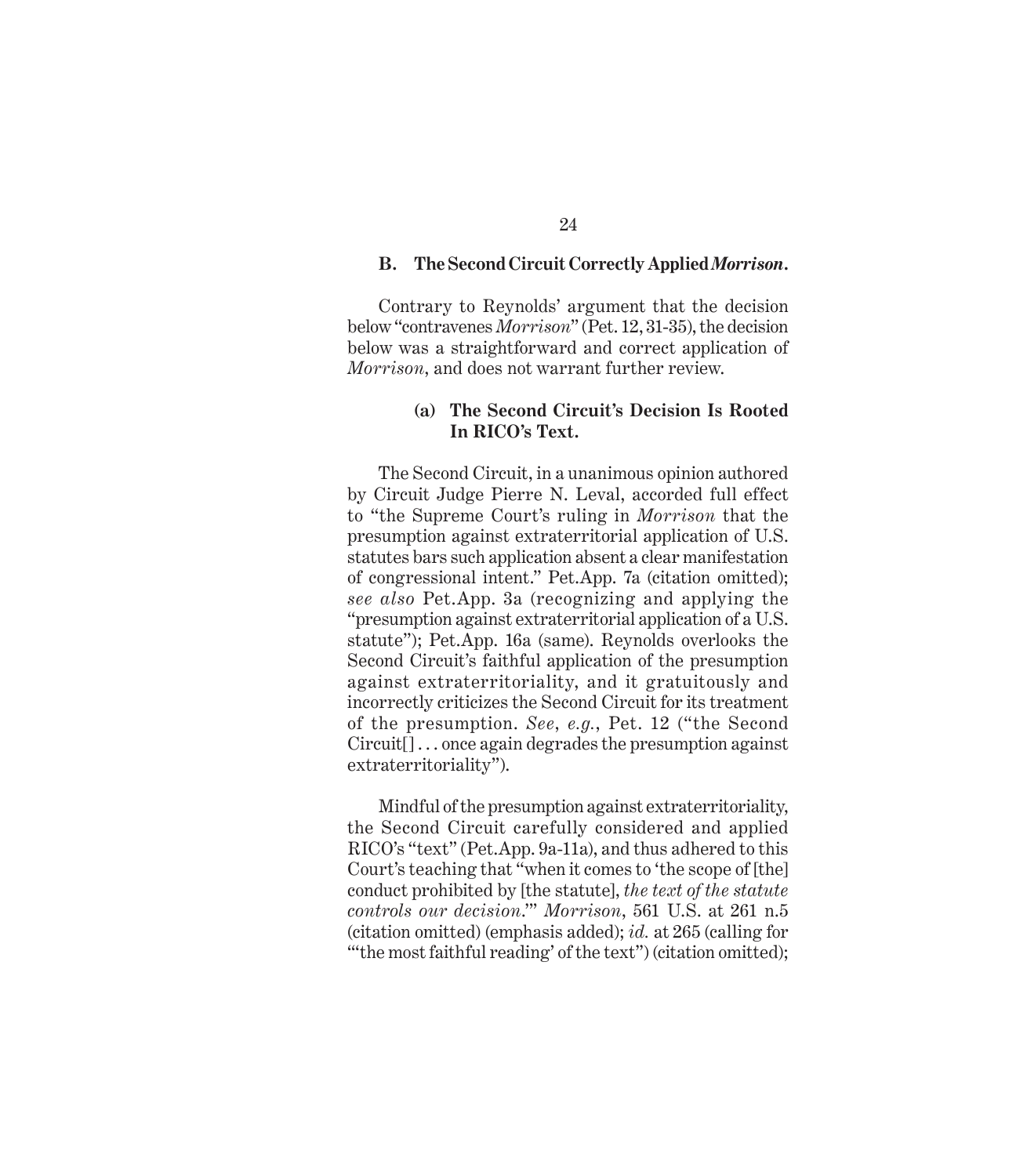### B. The Second Circuit Correctly Applied *Morrison*.

Contrary to Reynolds' argument that the decision below "contravenes *Morrison*" (Pet. 12, 31-35), the decision below was a straightforward and correct application of *Morrison*, and does not warrant further review.

#### (a) The Second Circuit's Decision Is Rooted In RICO's Text.

The Second Circuit, in a unanimous opinion authored by Circuit Judge Pierre N. Leval, accorded full effect to "the Supreme Court's ruling in *Morrison* that the presumption against extraterritorial application of U.S. statutes bars such application absent a clear manifestation of congressional intent." Pet.App. 7a (citation omitted); *see also* Pet.App. 3a (recognizing and applying the "presumption against extraterritorial application of a U.S. statute"); Pet.App. 16a (same). Reynolds overlooks the Second Circuit's faithful application of the presumption against extraterritoriality, and it gratuitously and incorrectly criticizes the Second Circuit for its treatment of the presumption. *See*, *e.g.*, Pet. 12 ("the Second Circuit[] . . . once again degrades the presumption against extraterritoriality").

Mindful of the presumption against extraterritoriality, the Second Circuit carefully considered and applied RICO's "text" (Pet.App. 9a-11a), and thus adhered to this Court's teaching that "when it comes to 'the scope of [the] conduct prohibited by [the statute], *the text of the statute controls our decision*.'" *Morrison*, 561 U.S. at 261 n.5 (citation omitted) (emphasis added); *id.* at 265 (calling for "'the most faithful reading' of the text") (citation omitted);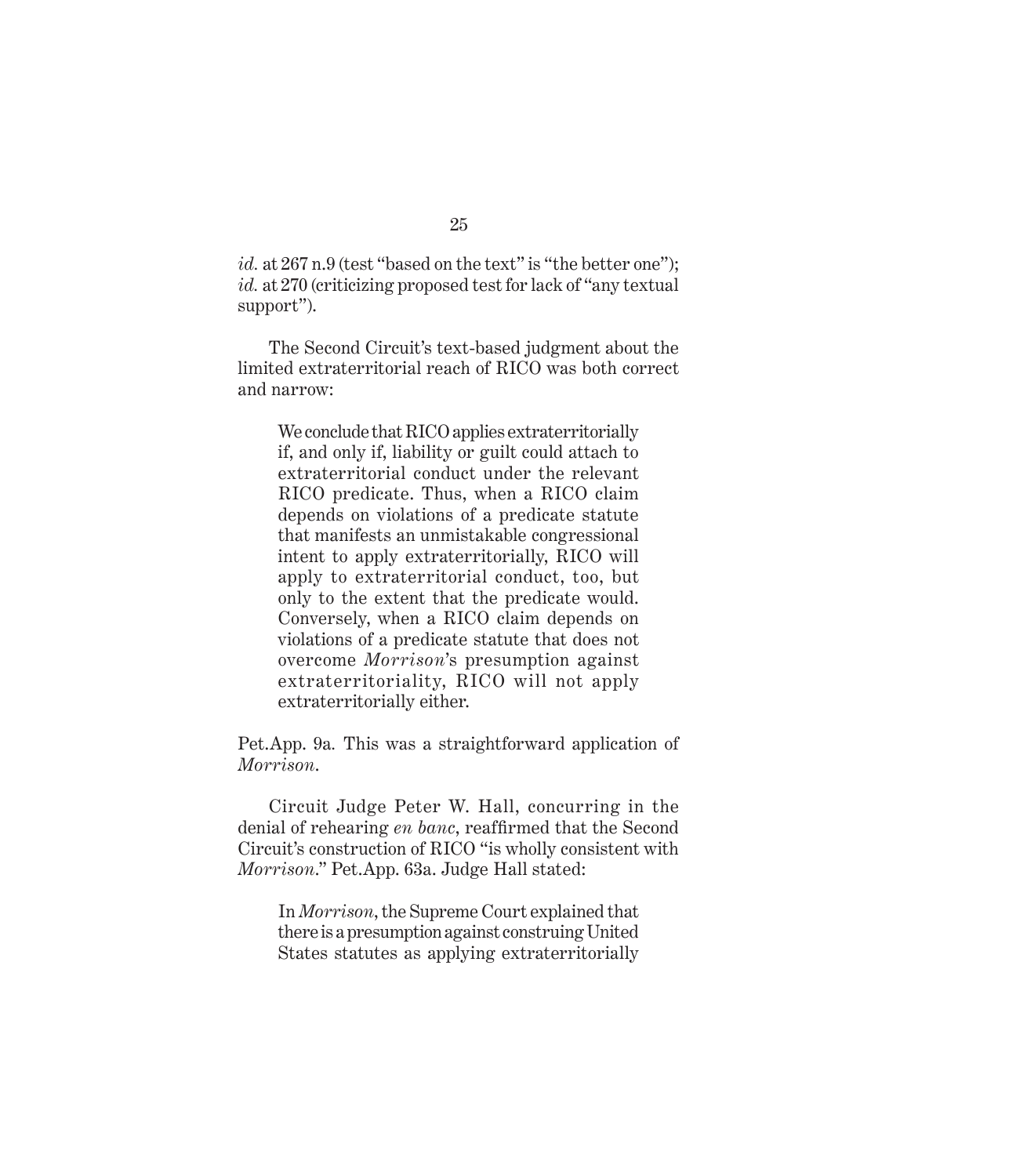*id.* at 267 n.9 (test "based on the text" is "the better one"); *id.* at 270 (criticizing proposed test for lack of "any textual support").

The Second Circuit's text-based judgment about the limited extraterritorial reach of RICO was both correct and narrow:

> We conclude that RICO applies extraterritorially if, and only if, liability or guilt could attach to extraterritorial conduct under the relevant RICO predicate. Thus, when a RICO claim depends on violations of a predicate statute that manifests an unmistakable congressional intent to apply extraterritorially, RICO will apply to extraterritorial conduct, too, but only to the extent that the predicate would. Conversely, when a RICO claim depends on violations of a predicate statute that does not overcome *Morrison*'s presumption against extraterritoriality, RICO will not apply extraterritorially either.

Pet.App. 9a. This was a straightforward application of *Morrison*.

Circuit Judge Peter W. Hall, concurring in the denial of rehearing *en banc*, reaffirmed that the Second Circuit's construction of RICO "is wholly consistent with *Morrison*." Pet.App. 63a. Judge Hall stated:

> In *Morrison*, the Supreme Court explained that there is a presumption against construing United States statutes as applying extraterritorially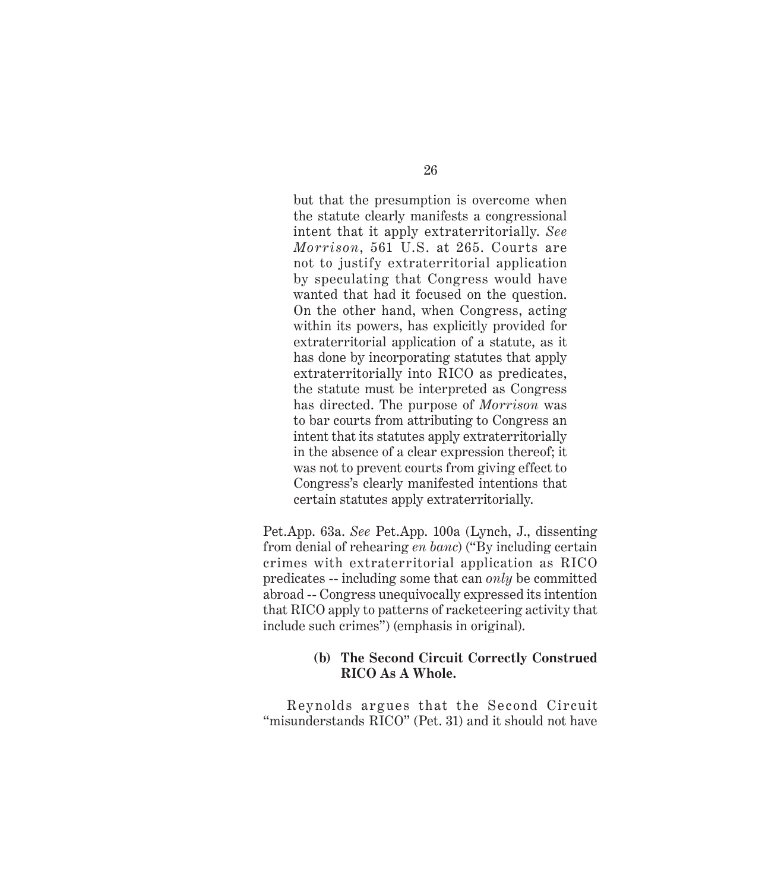> but that the presumption is overcome when the statute clearly manifests a congressional intent that it apply extraterritorially. *See Morrison*, 561 U.S. at 265. Courts are not to justify extraterritorial application by speculating that Congress would have wanted that had it focused on the question. On the other hand, when Congress, acting within its powers, has explicitly provided for extraterritorial application of a statute, as it has done by incorporating statutes that apply extraterritorially into RICO as predicates, the statute must be interpreted as Congress has directed. The purpose of *Morrison* was to bar courts from attributing to Congress an intent that its statutes apply extraterritorially in the absence of a clear expression thereof; it was not to prevent courts from giving effect to Congress's clearly manifested intentions that certain statutes apply extraterritorially.

Pet.App. 63a. *See* Pet.App. 100a (Lynch, J., dissenting from denial of rehearing *en banc*) ("By including certain crimes with extraterritorial application as RICO predicates -- including some that can *only* be committed abroad -- Congress unequivocally expressed its intention that RICO apply to patterns of racketeering activity that include such crimes") (emphasis in original).

**(b) The Second Circuit Correctly Construed RICO As A Whole.**

Reynolds argues that the Second Circuit "misunderstands RICO" (Pet. 31) and it should not have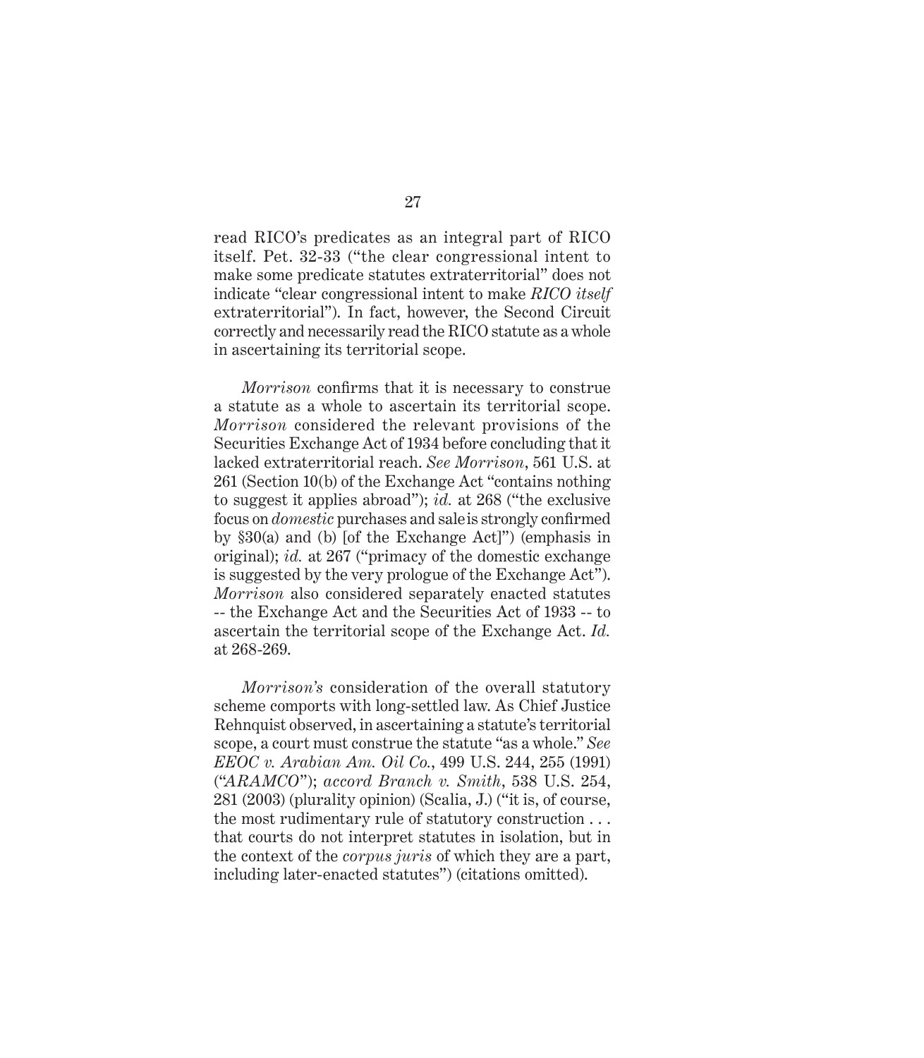read RICO's predicates as an integral part of RICO itself. Pet. 32-33 ("the clear congressional intent to make some predicate statutes extraterritorial" does not indicate "clear congressional intent to make *RICO itself* extraterritorial"). In fact, however, the Second Circuit correctly and necessarily read the RICO statute as a whole in ascertaining its territorial scope.

*Morrison* confirms that it is necessary to construe a statute as a whole to ascertain its territorial scope. *Morrison* considered the relevant provisions of the Securities Exchange Act of 1934 before concluding that it lacked extraterritorial reach. *See Morrison*, 561 U.S. at 261 (Section 10(b) of the Exchange Act "contains nothing to suggest it applies abroad"); *id.* at 268 ("the exclusive focus on *domestic* purchases and sale is strongly confirmed by §30(a) and (b) [of the Exchange Act]") (emphasis in original); *id.* at 267 ("primacy of the domestic exchange is suggested by the very prologue of the Exchange Act"). *Morrison* also considered separately enacted statutes -- the Exchange Act and the Securities Act of 1933 -- to ascertain the territorial scope of the Exchange Act. *Id.* at 268-269.

*Morrison's* consideration of the overall statutory scheme comports with long-settled law. As Chief Justice Rehnquist observed, in ascertaining a statute's territorial scope, a court must construe the statute "as a whole." *See EEOC v. Arabian Am. Oil Co.*, 499 U.S. 244, 255 (1991) ("*ARAMCO*"); *accord Branch v. Smith*, 538 U.S. 254, 281 (2003) (plurality opinion) (Scalia, J.) ("it is, of course, the most rudimentary rule of statutory construction . . . that courts do not interpret statutes in isolation, but in the context of the *corpus juris* of which they are a part, including later-enacted statutes") (citations omitted).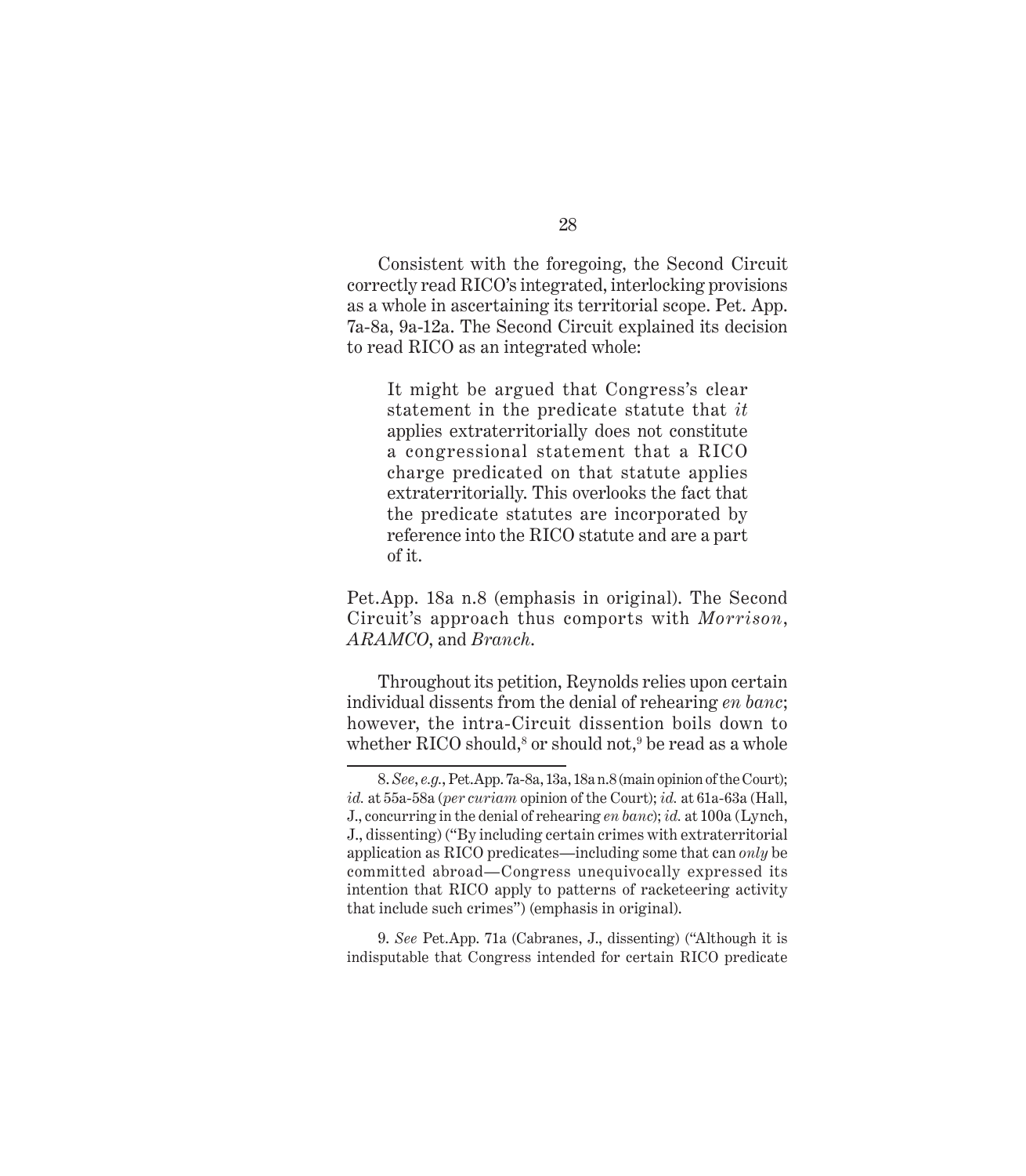Consistent with the foregoing, the Second Circuit correctly read RICO's integrated, interlocking provisions as a whole in ascertaining its territorial scope. Pet. App. 7a-8a, 9a-12a. The Second Circuit explained its decision to read RICO as an integrated whole:

> It might be argued that Congress's clear statement in the predicate statute that *it* applies extraterritorially does not constitute a congressional statement that a RICO charge predicated on that statute applies extraterritorially. This overlooks the fact that the predicate statutes are incorporated by reference into the RICO statute and are a part of it.

Pet.App. 18a n.8 (emphasis in original). The Second Circuit's approach thus comports with *Morrison*, *ARAMCO*, and *Branch*.

Throughout its petition, Reynolds relies upon certain individual dissents from the denial of rehearing *en banc*; however, the intra-Circuit dissention boils down to whether RICO should,[8] or should not,[9] be read as a whole

---

8. *See*, *e.g.*, Pet.App. 7a-8a, 13a, 18a n.8 (main opinion of the Court); *id.* at 55a-58a (*per curiam* opinion of the Court); *id.* at 61a-63a (Hall, J., concurring in the denial of rehearing *en banc*); *id.* at 100a (Lynch, J., dissenting) ("By including certain crimes with extraterritorial application as RICO predicates—including some that can *only* be committed abroad—Congress unequivocally expressed its intention that RICO apply to patterns of racketeering activity that include such crimes") (emphasis in original).

9. *See* Pet.App. 71a (Cabranes, J., dissenting) ("Although it is indisputable that Congress intended for certain RICO predicate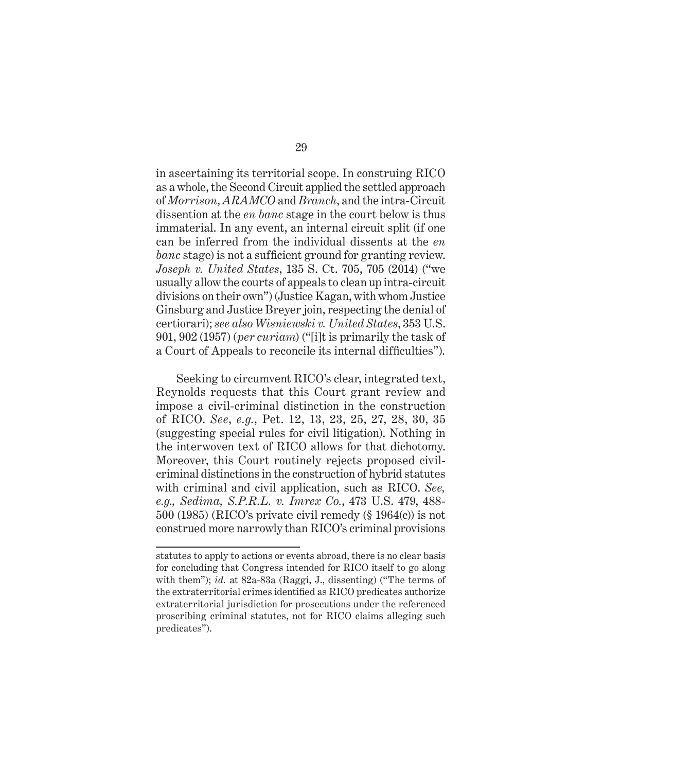in ascertaining its territorial scope. In construing RICO as a whole, the Second Circuit applied the settled approach of *Morrison*, *ARAMCO* and *Branch*, and the intra-Circuit dissention at the *en banc* stage in the court below is thus immaterial. In any event, an internal circuit split (if one can be inferred from the individual dissents at the *en banc* stage) is not a sufficient ground for granting review. *Joseph v. United States*, 135 S. Ct. 705, 705 (2014) ("we usually allow the courts of appeals to clean up intra-circuit divisions on their own") (Justice Kagan, with whom Justice Ginsburg and Justice Breyer join, respecting the denial of certiorari); *see also Wisniewski v. United States*, 353 U.S. 901, 902 (1957) (*per curiam*) ("[i]t is primarily the task of a Court of Appeals to reconcile its internal difficulties").

Seeking to circumvent RICO's clear, integrated text, Reynolds requests that this Court grant review and impose a civil-criminal distinction in the construction of RICO. *See*, *e.g.*, Pet. 12, 13, 23, 25, 27, 28, 30, 35 (suggesting special rules for civil litigation). Nothing in the interwoven text of RICO allows for that dichotomy. Moreover, this Court routinely rejects proposed civil-criminal distinctions in the construction of hybrid statutes with criminal and civil application, such as RICO. *See, e.g., Sedima, S.P.R.L. v. Imrex Co.*, 473 U.S. 479, 488-500 (1985) (RICO's private civil remedy (§ 1964(c)) is not construed more narrowly than RICO's criminal provisions

---

statutes to apply to actions or events abroad, there is no clear basis for concluding that Congress intended for RICO itself to go along with them"); *id.* at 82a-83a (Raggi, J., dissenting) ("The terms of the extraterritorial crimes identified as RICO predicates authorize extraterritorial jurisdiction for prosecutions under the referenced proscribing criminal statutes, not for RICO claims alleging such predicates").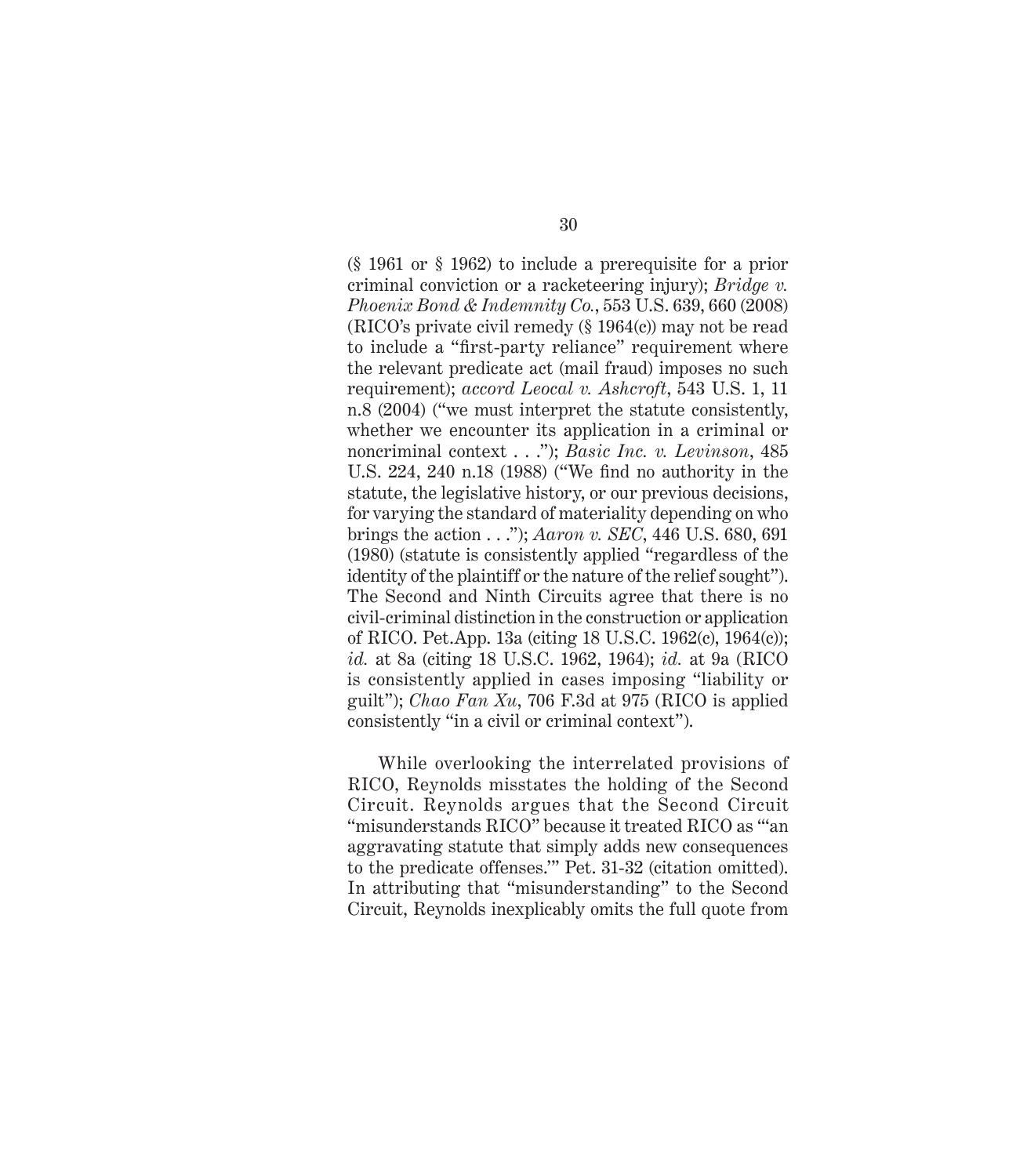(§ 1961 or § 1962) to include a prerequisite for a prior criminal conviction or a racketeering injury); *Bridge v. Phoenix Bond & Indemnity Co.*, 553 U.S. 639, 660 (2008) (RICO's private civil remedy (§ 1964(c)) may not be read to include a "first-party reliance" requirement where the relevant predicate act (mail fraud) imposes no such requirement); *accord Leocal v. Ashcroft*, 543 U.S. 1, 11 n.8 (2004) ("we must interpret the statute consistently, whether we encounter its application in a criminal or noncriminal context . . ."); *Basic Inc. v. Levinson*, 485 U.S. 224, 240 n.18 (1988) ("We find no authority in the statute, the legislative history, or our previous decisions, for varying the standard of materiality depending on who brings the action . . ."); *Aaron v. SEC*, 446 U.S. 680, 691 (1980) (statute is consistently applied "regardless of the identity of the plaintiff or the nature of the relief sought"). The Second and Ninth Circuits agree that there is no civil-criminal distinction in the construction or application of RICO. Pet.App. 13a (citing 18 U.S.C. 1962(c), 1964(c)); *id.* at 8a (citing 18 U.S.C. 1962, 1964); *id.* at 9a (RICO is consistently applied in cases imposing "liability or guilt"); *Chao Fan Xu*, 706 F.3d at 975 (RICO is applied consistently "in a civil or criminal context").

While overlooking the interrelated provisions of RICO, Reynolds misstates the holding of the Second Circuit. Reynolds argues that the Second Circuit "misunderstands RICO" because it treated RICO as "'an aggravating statute that simply adds new consequences to the predicate offenses.'" Pet. 31-32 (citation omitted). In attributing that "misunderstanding" to the Second Circuit, Reynolds inexplicably omits the full quote from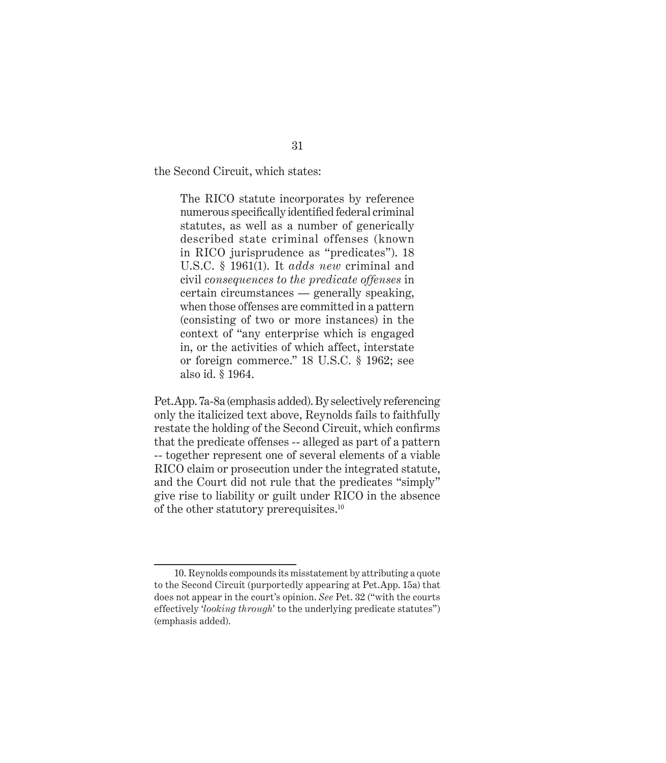the Second Circuit, which states:

> The RICO statute incorporates by reference numerous specifically identified federal criminal statutes, as well as a number of generically described state criminal offenses (known in RICO jurisprudence as "predicates"). 18 U.S.C. § 1961(1). It *adds new* criminal and civil *consequences to the predicate offenses* in certain circumstances — generally speaking, when those offenses are committed in a pattern (consisting of two or more instances) in the context of "any enterprise which is engaged in, or the activities of which affect, interstate or foreign commerce." 18 U.S.C. § 1962; see also id. § 1964.

Pet.App. 7a-8a (emphasis added). By selectively referencing only the italicized text above, Reynolds fails to faithfully restate the holding of the Second Circuit, which confirms that the predicate offenses -- alleged as part of a pattern -- together represent one of several elements of a viable RICO claim or prosecution under the integrated statute, and the Court did not rule that the predicates "simply" give rise to liability or guilt under RICO in the absence of the other statutory prerequisites.[10]

---

10. Reynolds compounds its misstatement by attributing a quote to the Second Circuit (purportedly appearing at Pet.App. 15a) that does not appear in the court's opinion. *See* Pet. 32 ("with the courts effectively '*looking through*' to the underlying predicate statutes") (emphasis added).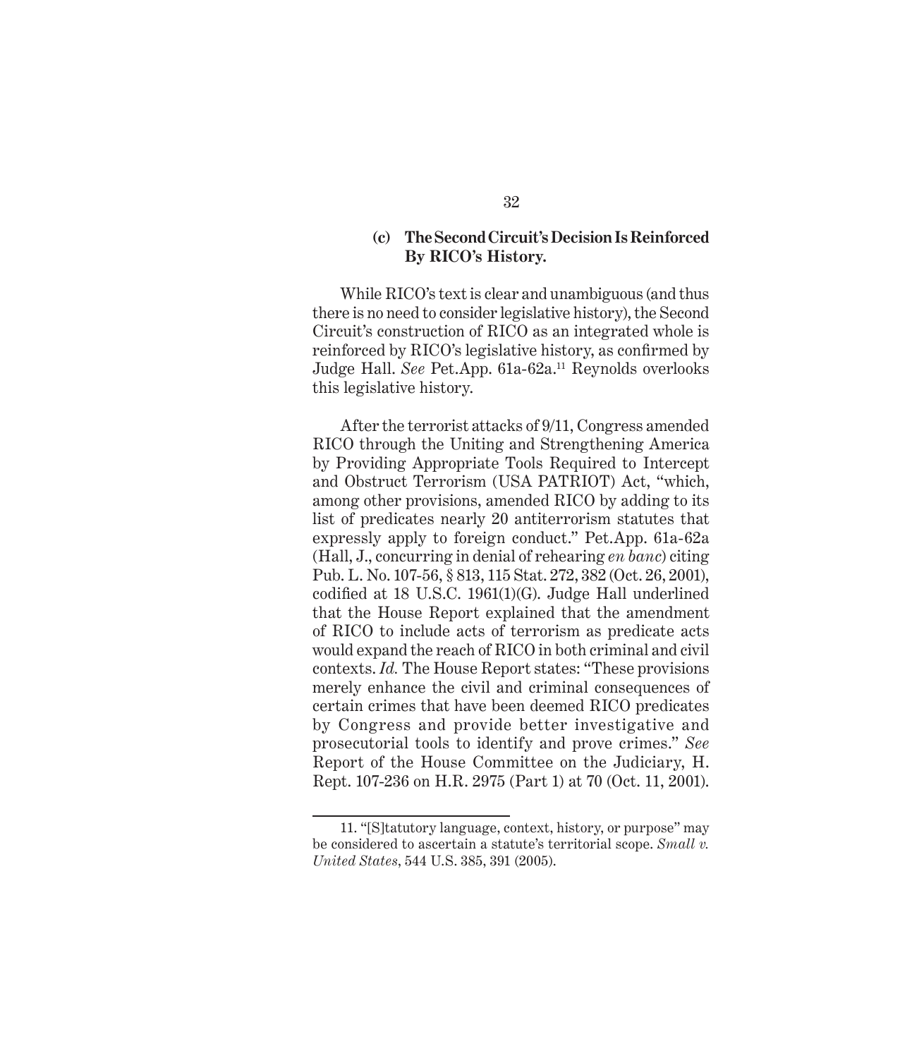### (c) The Second Circuit's Decision Is Reinforced By RICO's History.

While RICO's text is clear and unambiguous (and thus there is no need to consider legislative history), the Second Circuit's construction of RICO as an integrated whole is reinforced by RICO's legislative history, as confirmed by Judge Hall. *See* Pet.App. 61a-62a.[11] Reynolds overlooks this legislative history.

After the terrorist attacks of 9/11, Congress amended RICO through the Uniting and Strengthening America by Providing Appropriate Tools Required to Intercept and Obstruct Terrorism (USA PATRIOT) Act, "which, among other provisions, amended RICO by adding to its list of predicates nearly 20 antiterrorism statutes that expressly apply to foreign conduct." Pet.App. 61a-62a (Hall, J., concurring in denial of rehearing *en banc*) citing Pub. L. No. 107-56, § 813, 115 Stat. 272, 382 (Oct. 26, 2001), codified at 18 U.S.C. 1961(1)(G). Judge Hall underlined that the House Report explained that the amendment of RICO to include acts of terrorism as predicate acts would expand the reach of RICO in both criminal and civil contexts. *Id.* The House Report states: "These provisions merely enhance the civil and criminal consequences of certain crimes that have been deemed RICO predicates by Congress and provide better investigative and prosecutorial tools to identify and prove crimes." *See* Report of the House Committee on the Judiciary, H. Rept. 107-236 on H.R. 2975 (Part 1) at 70 (Oct. 11, 2001).

---

11. "[S]tatutory language, context, history, or purpose" may be considered to ascertain a statute's territorial scope. *Small v. United States*, 544 U.S. 385, 391 (2005).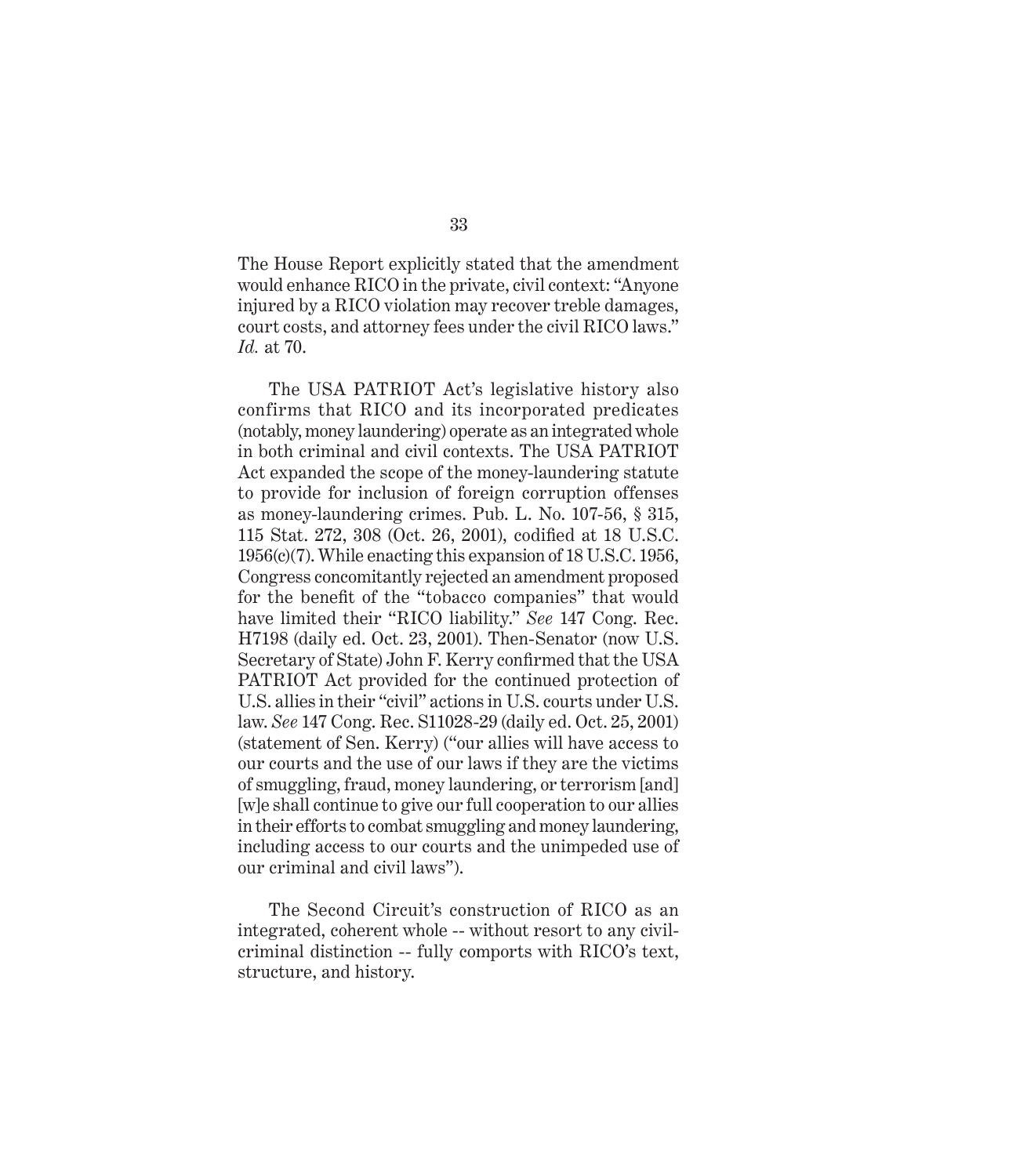The House Report explicitly stated that the amendment would enhance RICO in the private, civil context: "Anyone injured by a RICO violation may recover treble damages, court costs, and attorney fees under the civil RICO laws." *Id.* at 70.

The USA PATRIOT Act's legislative history also confirms that RICO and its incorporated predicates (notably, money laundering) operate as an integrated whole in both criminal and civil contexts. The USA PATRIOT Act expanded the scope of the money-laundering statute to provide for inclusion of foreign corruption offenses as money-laundering crimes. Pub. L. No. 107-56, § 315, 115 Stat. 272, 308 (Oct. 26, 2001), codified at 18 U.S.C. 1956(c)(7). While enacting this expansion of 18 U.S.C. 1956, Congress concomitantly rejected an amendment proposed for the benefit of the "tobacco companies" that would have limited their "RICO liability." *See* 147 Cong. Rec. H7198 (daily ed. Oct. 23, 2001). Then-Senator (now U.S. Secretary of State) John F. Kerry confirmed that the USA PATRIOT Act provided for the continued protection of U.S. allies in their "civil" actions in U.S. courts under U.S. law. *See* 147 Cong. Rec. S11028-29 (daily ed. Oct. 25, 2001) (statement of Sen. Kerry) ("our allies will have access to our courts and the use of our laws if they are the victims of smuggling, fraud, money laundering, or terrorism [and] [w]e shall continue to give our full cooperation to our allies in their efforts to combat smuggling and money laundering, including access to our courts and the unimpeded use of our criminal and civil laws").

The Second Circuit's construction of RICO as an integrated, coherent whole -- without resort to any civil-criminal distinction -- fully comports with RICO's text, structure, and history.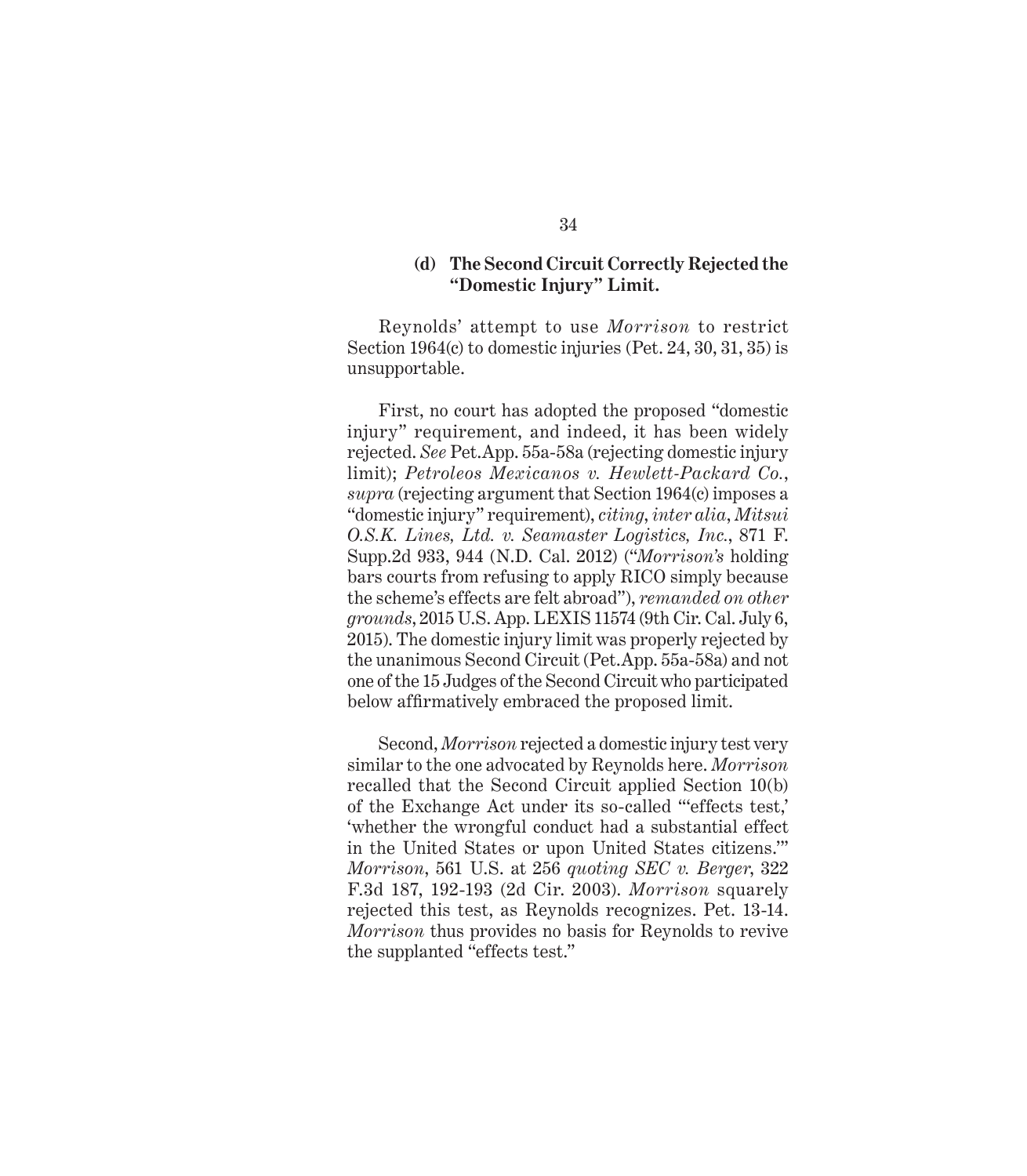### (d) The Second Circuit Correctly Rejected the "Domestic Injury" Limit.

Reynolds' attempt to use *Morrison* to restrict Section 1964(c) to domestic injuries (Pet. 24, 30, 31, 35) is unsupportable.

First, no court has adopted the proposed "domestic injury" requirement, and indeed, it has been widely rejected. *See* Pet.App. 55a-58a (rejecting domestic injury limit); *Petroleos Mexicanos v. Hewlett-Packard Co.*, *supra* (rejecting argument that Section 1964(c) imposes a "domestic injury" requirement), *citing*, *inter alia*, *Mitsui O.S.K. Lines, Ltd. v. Seamaster Logistics, Inc.*, 871 F. Supp.2d 933, 944 (N.D. Cal. 2012) ("*Morrison's* holding bars courts from refusing to apply RICO simply because the scheme's effects are felt abroad"), *remanded on other grounds*, 2015 U.S. App. LEXIS 11574 (9th Cir. Cal. July 6, 2015). The domestic injury limit was properly rejected by the unanimous Second Circuit (Pet.App. 55a-58a) and not one of the 15 Judges of the Second Circuit who participated below affirmatively embraced the proposed limit.

Second, *Morrison* rejected a domestic injury test very similar to the one advocated by Reynolds here. *Morrison* recalled that the Second Circuit applied Section 10(b) of the Exchange Act under its so-called "'effects test,' 'whether the wrongful conduct had a substantial effect in the United States or upon United States citizens.'" *Morrison*, 561 U.S. at 256 *quoting SEC v. Berger*, 322 F.3d 187, 192-193 (2d Cir. 2003). *Morrison* squarely rejected this test, as Reynolds recognizes. Pet. 13-14. *Morrison* thus provides no basis for Reynolds to revive the supplanted "effects test."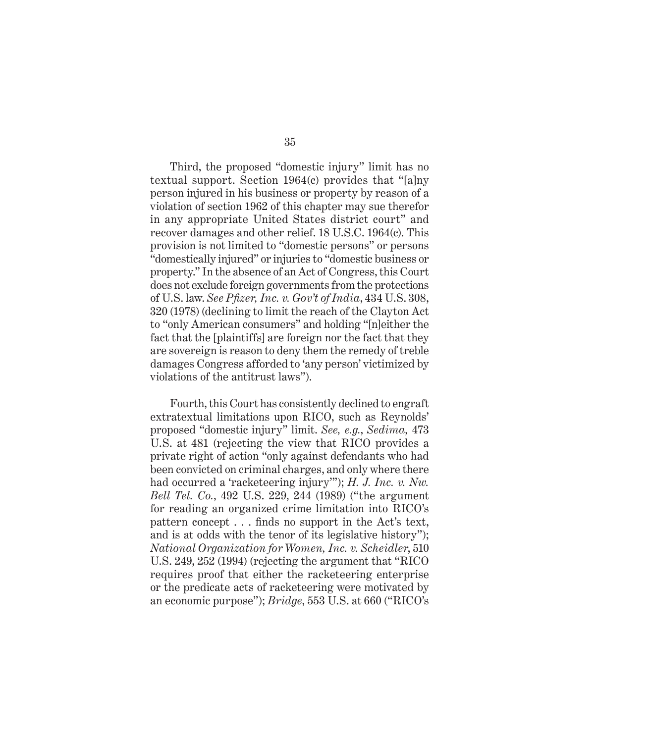Third, the proposed "domestic injury" limit has no textual support. Section 1964(c) provides that "[a]ny person injured in his business or property by reason of a violation of section 1962 of this chapter may sue therefor in any appropriate United States district court" and recover damages and other relief. 18 U.S.C. 1964(c). This provision is not limited to "domestic persons" or persons "domestically injured" or injuries to "domestic business or property." In the absence of an Act of Congress, this Court does not exclude foreign governments from the protections of U.S. law. *See Pfizer, Inc. v. Gov't of India*, 434 U.S. 308, 320 (1978) (declining to limit the reach of the Clayton Act to "only American consumers" and holding "[n]either the fact that the [plaintiffs] are foreign nor the fact that they are sovereign is reason to deny them the remedy of treble damages Congress afforded to 'any person' victimized by violations of the antitrust laws").

Fourth, this Court has consistently declined to engraft extratextual limitations upon RICO, such as Reynolds' proposed "domestic injury" limit. *See, e.g.*, *Sedima,* 473 U.S. at 481 (rejecting the view that RICO provides a private right of action "only against defendants who had been convicted on criminal charges, and only where there had occurred a 'racketeering injury'"); *H. J. Inc. v. Nw. Bell Tel. Co.*, 492 U.S. 229, 244 (1989) ("the argument for reading an organized crime limitation into RICO's pattern concept . . . finds no support in the Act's text, and is at odds with the tenor of its legislative history"); *National Organization for Women, Inc. v. Scheidler*, 510 U.S. 249, 252 (1994) (rejecting the argument that "RICO requires proof that either the racketeering enterprise or the predicate acts of racketeering were motivated by an economic purpose"); *Bridge*, 553 U.S. at 660 ("RICO's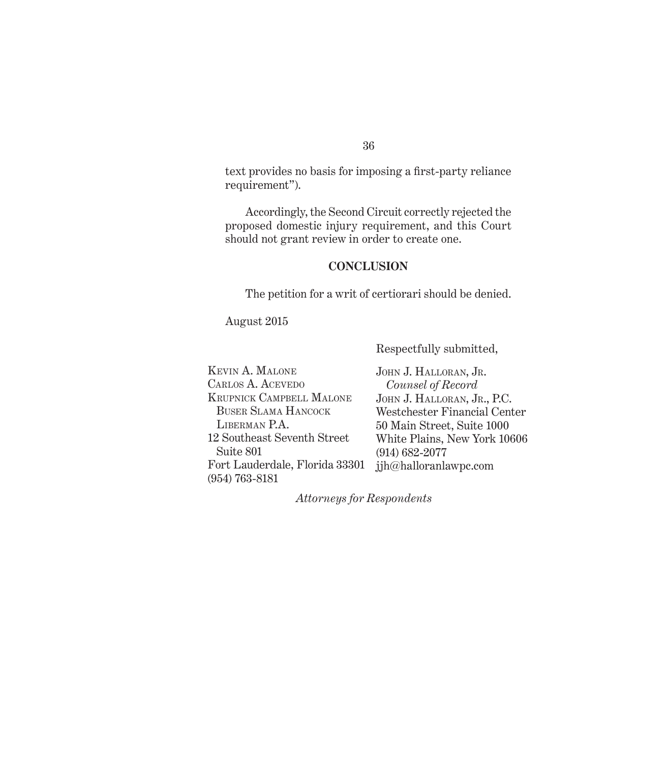text provides no basis for imposing a first-party reliance requirement").

Accordingly, the Second Circuit correctly rejected the proposed domestic injury requirement, and this Court should not grant review in order to create one.

## CONCLUSION

The petition for a writ of certiorari should be denied.

August 2015

Respectfully submitted,

KEVIN A. MALONE
CARLOS A. ACEVEDO
KRUPNICK CAMPBELL MALONE BUSER SLAMA HANCOCK LIBERMAN P.A.
12 Southeast Seventh Street Suite 801
Fort Lauderdale, Florida 33301
(954) 763-8181

JOHN J. HALLORAN, JR.
*Counsel of Record*
JOHN J. HALLORAN, JR., P.C.
Westchester Financial Center
50 Main Street, Suite 1000
White Plains, New York 10606
(914) 682-2077
jjh@halloranlawpc.com

*Attorneys for Respondents*